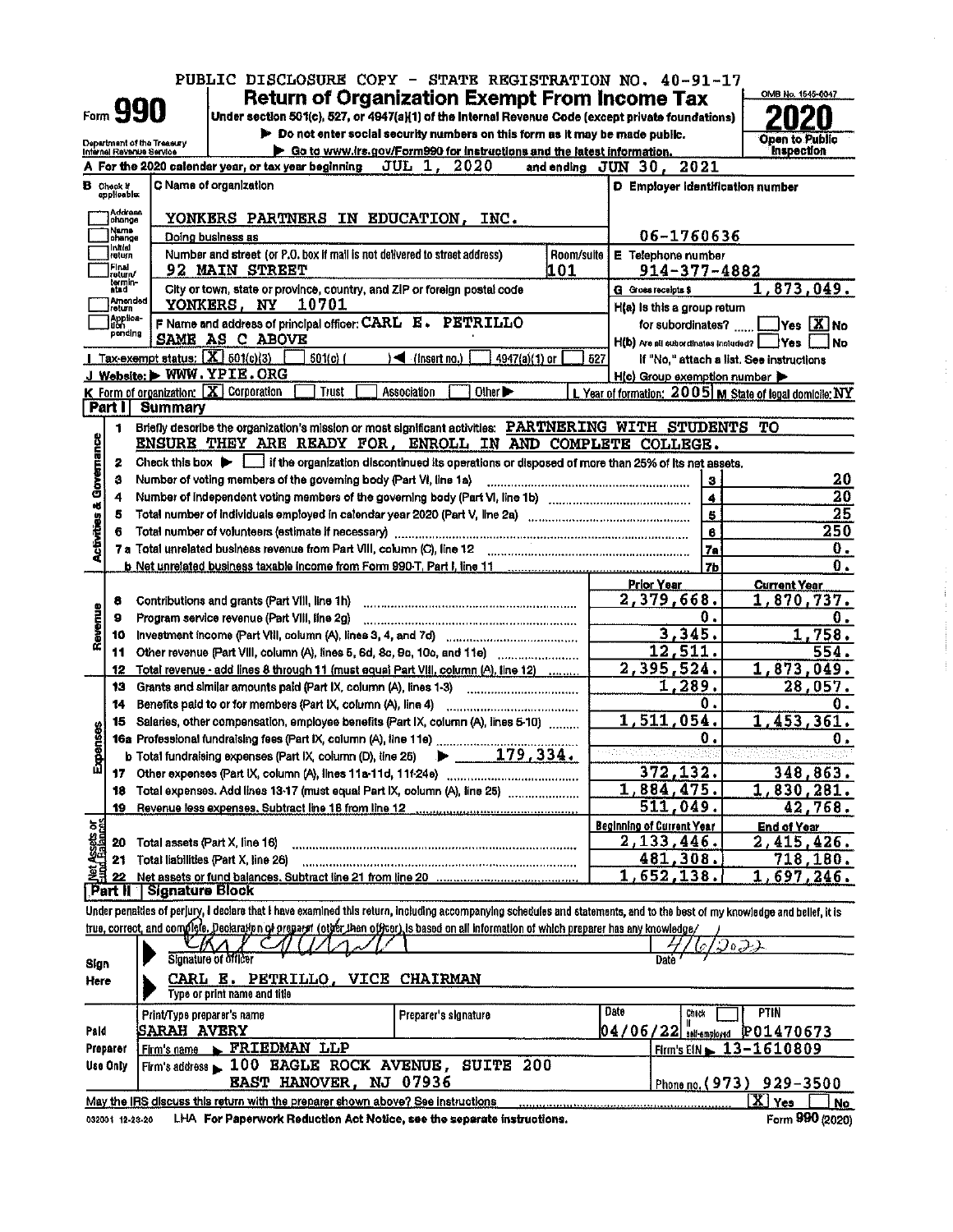PUBLIC DISCLOSURE COPY - STATE REGISTRATION NO. 40-91-17

# Form 990 — Return of Organization Exempt From Income Tax — 2020

OMB No. 1545-0047

Under section 501(c), 527, or 4947(a)(1) of the Internal Revenue Code (except private foundations)

▶ Do not enter social security numbers on this form as it may be made public.

▶ Go to www.irs.gov/Form990 for instructions and the latest information.

Department of the Treasury, Internal Revenue Service

Open to Public Inspection

**A** For the 2020 calendar year, or tax year beginning JUL 1, 2020 and ending JUN 30, 2021

**B** Check if applicable: Address change, Name change, Initial return, Final return/terminated, Amended return, Application pending

**C** Name of organization: YONKERS PARTNERS IN EDUCATION, INC.

Doing business as

Number and street (or P.O. box if mail is not delivered to street address): 92 MAIN STREET — Room/suite: 101

City or town, state or province, country, and ZIP or foreign postal code: YONKERS, NY 10701

**D** Employer identification number: 06-1760636

**E** Telephone number: 914-377-4882

**G** Gross receipts $ 1,873,049.

**F** Name and address of principal officer: CARL E. PETRILLO, SAME AS C ABOVE

**H(a)** Is this a group return for subordinates? ☐ Yes ☒ No

**H(b)** Are all subordinates included? ☐ Yes ☐ No — If "No," attach a list. See instructions

**H(c)** Group exemption number ▶

**I** Tax-exempt status: ☒ 501(c)(3) ☐ 501(c) ( ) ◀ (insert no.) ☐ 4947(a)(1) or ☐ 527

**J** Website: ▶ WWW.YPIE.ORG

**K** Form of organization: ☒ Corporation ☐ Trust ☐ Association ☐ Other ▶

**L** Year of formation: 2005 **M** State of legal domicile: NY

## Part I Summary

**Activities & Governance**

1. Briefly describe the organization's mission or most significant activities: PARTNERING WITH STUDENTS TO ENSURE THEY ARE READY FOR, ENROLL IN AND COMPLETE COLLEGE.
2. Check this box ▶ ☐ if the organization discontinued its operations or disposed of more than 25% of its net assets.

| | | Line | Value |
|---|---|---|---|
| 3 | Number of voting members of the governing body (Part VI, line 1a) | 3 | 20 |
| 4 | Number of independent voting members of the governing body (Part VI, line 1b) | 4 | 20 |
| 5 | Total number of individuals employed in calendar year 2020 (Part V, line 2a) | 5 | 25 |
| 6 | Total number of volunteers (estimate if necessary) | 6 | 250 |
| 7a | Total unrelated business revenue from Part VIII, column (C), line 12 | 7a | 0. |
| b | Net unrelated business taxable income from Form 990-T, Part I, line 11 | 7b | 0. |

| | | Prior Year | Current Year |
|---|---|---|---|
| **Revenue** | | | |
| 8 | Contributions and grants (Part VIII, line 1h) | 2,379,668. | 1,870,737. |
| 9 | Program service revenue (Part VIII, line 2g) | 0. | 0. |
| 10 | Investment income (Part VIII, column (A), lines 3, 4, and 7d) | 3,345. | 1,758. |
| 11 | Other revenue (Part VIII, column (A), lines 5, 6d, 8c, 9c, 10c, and 11e) | 12,511. | 554. |
| 12 | Total revenue - add lines 8 through 11 (must equal Part VIII, column (A), line 12) | 2,395,524. | 1,873,049. |
| **Expenses** | | | |
| 13 | Grants and similar amounts paid (Part IX, column (A), lines 1-3) | 1,289. | 28,057. |
| 14 | Benefits paid to or for members (Part IX, column (A), line 4) | 0. | 0. |
| 15 | Salaries, other compensation, employee benefits (Part IX, column (A), lines 5-10) | 1,511,054. | 1,453,361. |
| 16a | Professional fundraising fees (Part IX, column (A), line 11e) | 0. | 0. |
| b | Total fundraising expenses (Part IX, column (D), line 25) ▶ 179,334. | | |
| 17 | Other expenses (Part IX, column (A), lines 11a-11d, 11f-24e) | 372,132. | 348,863. |
| 18 | Total expenses. Add lines 13-17 (must equal Part IX, column (A), line 25) | 1,884,475. | 1,830,281. |
| 19 | Revenue less expenses. Subtract line 18 from line 12 | 511,049. | 42,768. |

| **Net Assets or Fund Balances** | | Beginning of Current Year | End of Year |
|---|---|---|---|
| 20 | Total assets (Part X, line 16) | 2,133,446. | 2,415,426. |
| 21 | Total liabilities (Part X, line 26) | 481,308. | 718,180. |
| 22 | Net assets or fund balances. Subtract line 21 from line 20 | 1,652,138. | 1,697,246. |

## Part II Signature Block

Under penalties of perjury, I declare that I have examined this return, including accompanying schedules and statements, and to the best of my knowledge and belief, it is true, correct, and complete. Declaration of preparer (other than officer) is based on all information of which preparer has any knowledge.

**Sign Here**

Signature of officer — Date: 4/6/2022

CARL E. PETRILLO, VICE CHAIRMAN

Type or print name and title

**Paid Preparer Use Only**

| Print/Type preparer's name | Preparer's signature | Date | Check if self-employed | PTIN |
|---|---|---|---|---|
| SARAH AVERY | | 04/06/22 | ☐ | P01470673 |

Firm's name ▶ FRIEDMAN LLP — Firm's EIN ▶ 13-1610809

Firm's address ▶ 100 EAGLE ROCK AVENUE, SUITE 200, EAST HANOVER, NJ 07936 — Phone no. (973) 929-3500

May the IRS discuss this return with the preparer shown above? See instructions ☒ Yes ☐ No

032001 12-23-20 LHA For Paperwork Reduction Act Notice, see the separate instructions. Form 990 (2020)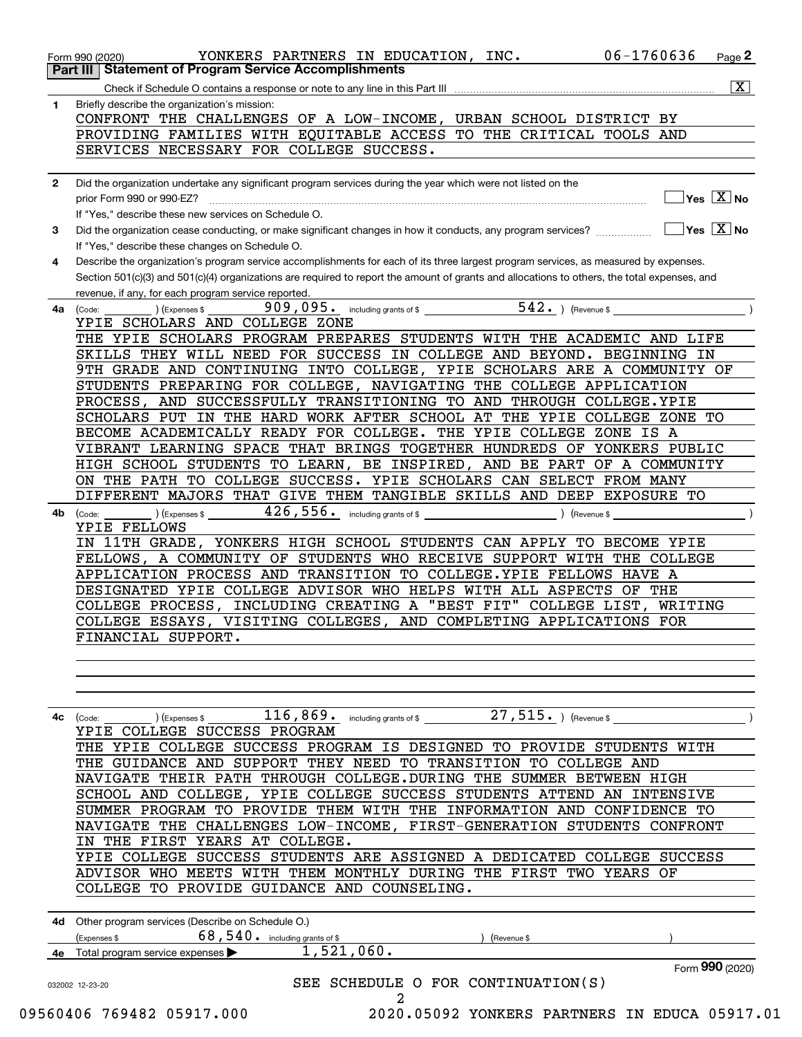Form 990 (2020) YONKERS PARTNERS IN EDUCATION, INC. 06-1760636 Page 2

## Part III Statement of Program Service Accomplishments

Check if Schedule O contains a response or note to any line in this Part III [X]

**1** Briefly describe the organization's mission:

CONFRONT THE CHALLENGES OF A LOW-INCOME, URBAN SCHOOL DISTRICT BY PROVIDING FAMILIES WITH EQUITABLE ACCESS TO THE CRITICAL TOOLS AND SERVICES NECESSARY FOR COLLEGE SUCCESS.

**2** Did the organization undertake any significant program services during the year which were not listed on the prior Form 990 or 990-EZ? [ ] Yes [X] No

If "Yes," describe these new services on Schedule O.

**3** Did the organization cease conducting, or make significant changes in how it conducts, any program services? [ ] Yes [X] No

If "Yes," describe these changes on Schedule O.

**4** Describe the organization's program service accomplishments for each of its three largest program services, as measured by expenses. Section 501(c)(3) and 501(c)(4) organizations are required to report the amount of grants and allocations to others, the total expenses, and revenue, if any, for each program service reported.

**4a** (Code: ) (Expenses $ 909,095. including grants of $ 542. ) (Revenue $ )

YPIE SCHOLARS AND COLLEGE ZONE

THE YPIE SCHOLARS PROGRAM PREPARES STUDENTS WITH THE ACADEMIC AND LIFE SKILLS THEY WILL NEED FOR SUCCESS IN COLLEGE AND BEYOND. BEGINNING IN 9TH GRADE AND CONTINUING INTO COLLEGE, YPIE SCHOLARS ARE A COMMUNITY OF STUDENTS PREPARING FOR COLLEGE, NAVIGATING THE COLLEGE APPLICATION PROCESS, AND SUCCESSFULLY TRANSITIONING TO AND THROUGH COLLEGE.YPIE SCHOLARS PUT IN THE HARD WORK AFTER SCHOOL AT THE YPIE COLLEGE ZONE TO BECOME ACADEMICALLY READY FOR COLLEGE. THE YPIE COLLEGE ZONE IS A VIBRANT LEARNING SPACE THAT BRINGS TOGETHER HUNDREDS OF YONKERS PUBLIC HIGH SCHOOL STUDENTS TO LEARN, BE INSPIRED, AND BE PART OF A COMMUNITY ON THE PATH TO COLLEGE SUCCESS. YPIE SCHOLARS CAN SELECT FROM MANY DIFFERENT MAJORS THAT GIVE THEM TANGIBLE SKILLS AND DEEP EXPOSURE TO

**4b** (Code: ) (Expenses $ 426,556. including grants of $ ) (Revenue $ )

YPIE FELLOWS

IN 11TH GRADE, YONKERS HIGH SCHOOL STUDENTS CAN APPLY TO BECOME YPIE FELLOWS, A COMMUNITY OF STUDENTS WHO RECEIVE SUPPORT WITH THE COLLEGE APPLICATION PROCESS AND TRANSITION TO COLLEGE.YPIE FELLOWS HAVE A DESIGNATED YPIE COLLEGE ADVISOR WHO HELPS WITH ALL ASPECTS OF THE COLLEGE PROCESS, INCLUDING CREATING A "BEST FIT" COLLEGE LIST, WRITING COLLEGE ESSAYS, VISITING COLLEGES, AND COMPLETING APPLICATIONS FOR FINANCIAL SUPPORT.

**4c** (Code: ) (Expenses $ 116,869. including grants of $ 27,515. ) (Revenue $ )

YPIE COLLEGE SUCCESS PROGRAM

THE YPIE COLLEGE SUCCESS PROGRAM IS DESIGNED TO PROVIDE STUDENTS WITH THE GUIDANCE AND SUPPORT THEY NEED TO TRANSITION TO COLLEGE AND NAVIGATE THEIR PATH THROUGH COLLEGE.DURING THE SUMMER BETWEEN HIGH SCHOOL AND COLLEGE, YPIE COLLEGE SUCCESS STUDENTS ATTEND AN INTENSIVE SUMMER PROGRAM TO PROVIDE THEM WITH THE INFORMATION AND CONFIDENCE TO NAVIGATE THE CHALLENGES LOW-INCOME, FIRST-GENERATION STUDENTS CONFRONT IN THE FIRST YEARS AT COLLEGE.

YPIE COLLEGE SUCCESS STUDENTS ARE ASSIGNED A DEDICATED COLLEGE SUCCESS ADVISOR WHO MEETS WITH THEM MONTHLY DURING THE FIRST TWO YEARS OF COLLEGE TO PROVIDE GUIDANCE AND COUNSELING.

**4d** Other program services (Describe on Schedule O.)

(Expenses $ 68,540. including grants of $ ) (Revenue $ )

**4e** Total program service expenses ▶ 1,521,060.

Form **990** (2020)

SEE SCHEDULE O FOR CONTINUATION(S)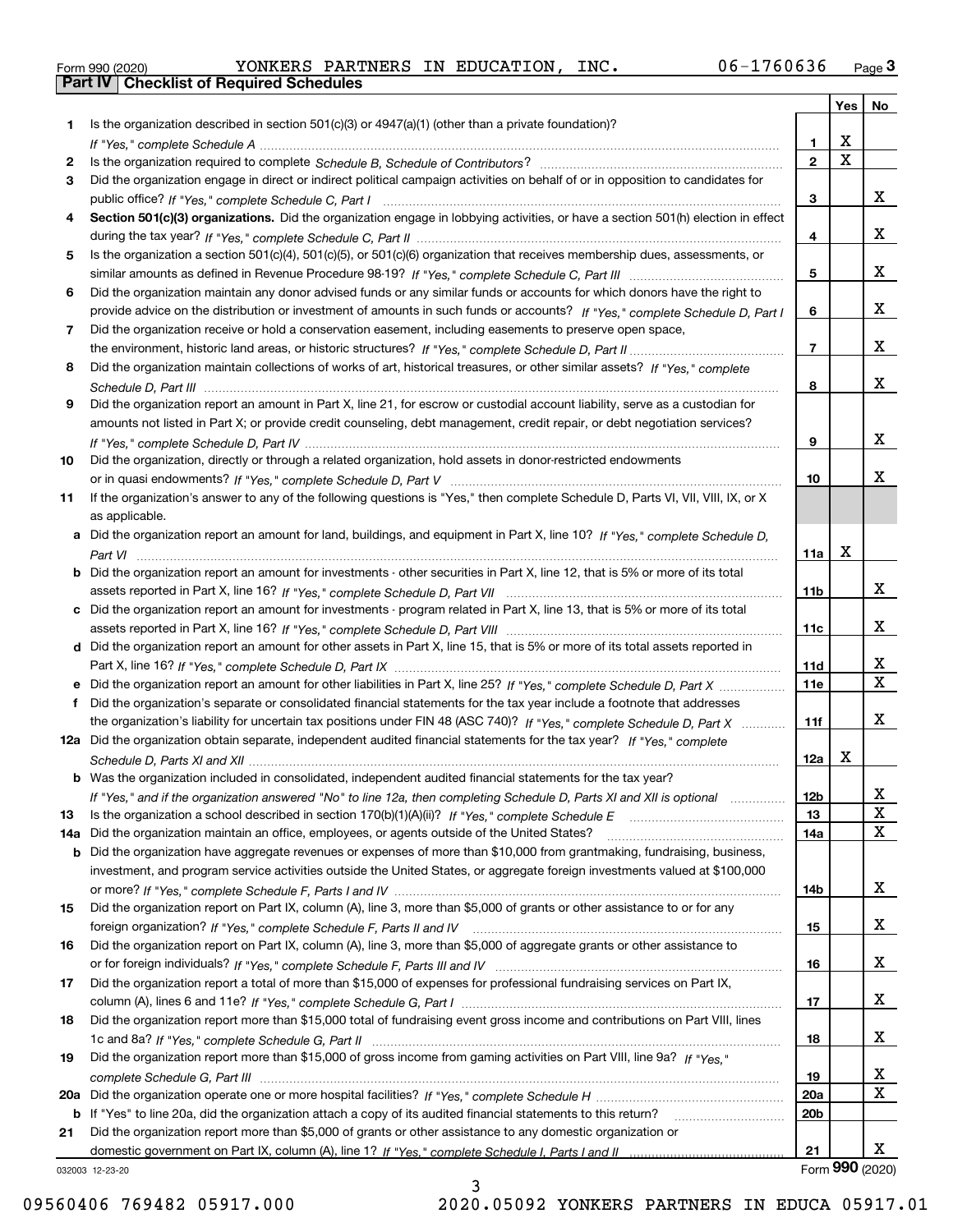Form 990 (2020) YONKERS PARTNERS IN EDUCATION, INC. 06-1760636

## Part IV Checklist of Required Schedules

| | | | Yes | No |
|---|---|---|---|---|
| 1 | Is the organization described in section 501(c)(3) or 4947(a)(1) (other than a private foundation)? *If "Yes," complete Schedule A* | 1 | X | |
| 2 | Is the organization required to complete *Schedule B, Schedule of Contributors*? | 2 | X | |
| 3 | Did the organization engage in direct or indirect political campaign activities on behalf of or in opposition to candidates for public office? *If "Yes," complete Schedule C, Part I* | 3 | | X |
| 4 | **Section 501(c)(3) organizations.** Did the organization engage in lobbying activities, or have a section 501(h) election in effect during the tax year? *If "Yes," complete Schedule C, Part II* | 4 | | X |
| 5 | Is the organization a section 501(c)(4), 501(c)(5), or 501(c)(6) organization that receives membership dues, assessments, or similar amounts as defined in Revenue Procedure 98-19? *If "Yes," complete Schedule C, Part III* | 5 | | X |
| 6 | Did the organization maintain any donor advised funds or any similar funds or accounts for which donors have the right to provide advice on the distribution or investment of amounts in such funds or accounts? *If "Yes," complete Schedule D, Part I* | 6 | | X |
| 7 | Did the organization receive or hold a conservation easement, including easements to preserve open space, the environment, historic land areas, or historic structures? *If "Yes," complete Schedule D, Part II* | 7 | | X |
| 8 | Did the organization maintain collections of works of art, historical treasures, or other similar assets? *If "Yes," complete Schedule D, Part III* | 8 | | X |
| 9 | Did the organization report an amount in Part X, line 21, for escrow or custodial account liability, serve as a custodian for amounts not listed in Part X; or provide credit counseling, debt management, credit repair, or debt negotiation services? *If "Yes," complete Schedule D, Part IV* | 9 | | X |
| 10 | Did the organization, directly or through a related organization, hold assets in donor-restricted endowments or in quasi endowments? *If "Yes," complete Schedule D, Part V* | 10 | | X |
| 11 | If the organization's answer to any of the following questions is "Yes," then complete Schedule D, Parts VI, VII, VIII, IX, or X as applicable. | | | |
| a | Did the organization report an amount for land, buildings, and equipment in Part X, line 10? *If "Yes," complete Schedule D, Part VI* | 11a | X | |
| b | Did the organization report an amount for investments - other securities in Part X, line 12, that is 5% or more of its total assets reported in Part X, line 16? *If "Yes," complete Schedule D, Part VII* | 11b | | X |
| c | Did the organization report an amount for investments - program related in Part X, line 13, that is 5% or more of its total assets reported in Part X, line 16? *If "Yes," complete Schedule D, Part VIII* | 11c | | X |
| d | Did the organization report an amount for other assets in Part X, line 15, that is 5% or more of its total assets reported in Part X, line 16? *If "Yes," complete Schedule D, Part IX* | 11d | | X |
| e | Did the organization report an amount for other liabilities in Part X, line 25? *If "Yes," complete Schedule D, Part X* | 11e | | X |
| f | Did the organization's separate or consolidated financial statements for the tax year include a footnote that addresses the organization's liability for uncertain tax positions under FIN 48 (ASC 740)? *If "Yes," complete Schedule D, Part X* | 11f | | X |
| 12a | Did the organization obtain separate, independent audited financial statements for the tax year? *If "Yes," complete Schedule D, Parts XI and XII* | 12a | X | |
| b | Was the organization included in consolidated, independent audited financial statements for the tax year? *If "Yes," and if the organization answered "No" to line 12a, then completing Schedule D, Parts XI and XII is optional* | 12b | | X |
| 13 | Is the organization a school described in section 170(b)(1)(A)(ii)? *If "Yes," complete Schedule E* | 13 | | X |
| 14a | Did the organization maintain an office, employees, or agents outside of the United States? | 14a | | X |
| b | Did the organization have aggregate revenues or expenses of more than $10,000 from grantmaking, fundraising, business, investment, and program service activities outside the United States, or aggregate foreign investments valued at $100,000 or more? *If "Yes," complete Schedule F, Parts I and IV* | 14b | | X |
| 15 | Did the organization report on Part IX, column (A), line 3, more than $5,000 of grants or other assistance to or for any foreign organization? *If "Yes," complete Schedule F, Parts II and IV* | 15 | | X |
| 16 | Did the organization report on Part IX, column (A), line 3, more than $5,000 of aggregate grants or other assistance to or for foreign individuals? *If "Yes," complete Schedule F, Parts III and IV* | 16 | | X |
| 17 | Did the organization report a total of more than $15,000 of expenses for professional fundraising services on Part IX, column (A), lines 6 and 11e? *If "Yes," complete Schedule G, Part I* | 17 | | X |
| 18 | Did the organization report more than $15,000 total of fundraising event gross income and contributions on Part VIII, lines 1c and 8a? *If "Yes," complete Schedule G, Part II* | 18 | | X |
| 19 | Did the organization report more than $15,000 of gross income from gaming activities on Part VIII, line 9a? *If "Yes," complete Schedule G, Part III* | 19 | | X |
| 20a | Did the organization operate one or more hospital facilities? *If "Yes," complete Schedule H* | 20a | | X |
| b | If "Yes" to line 20a, did the organization attach a copy of its audited financial statements to this return? | 20b | | |
| 21 | Did the organization report more than $5,000 of grants or other assistance to any domestic organization or domestic government on Part IX, column (A), line 1? *If "Yes," complete Schedule I, Parts I and II* | 21 | | X |

032003 12-23-20 Form **990** (2020)

09560406 769482 05917.000 2020.05092 YONKERS PARTNERS IN EDUCA 05917.01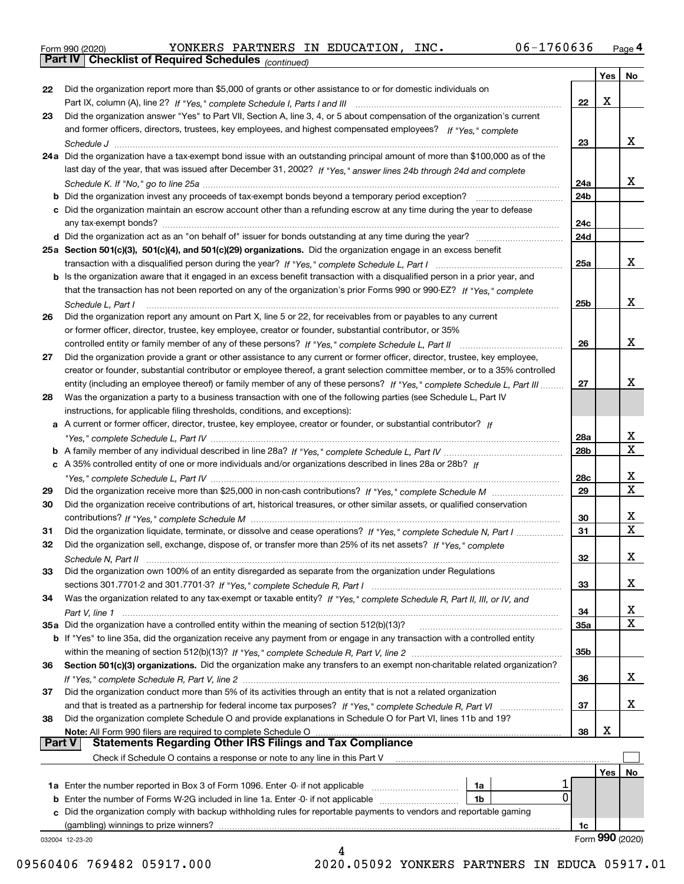Form 990 (2020) YONKERS PARTNERS IN EDUCATION, INC. 06-1760636 Page 4

## Part IV Checklist of Required Schedules *(continued)*

| | | | Yes | No |
|---|---|---|---|---|
| 22 | Did the organization report more than $5,000 of grants or other assistance to or for domestic individuals on Part IX, column (A), line 2? *If "Yes," complete Schedule I, Parts I and III* | 22 | X | |
| 23 | Did the organization answer "Yes" to Part VII, Section A, line 3, 4, or 5 about compensation of the organization's current and former officers, directors, trustees, key employees, and highest compensated employees? *If "Yes," complete Schedule J* | 23 | | X |
| 24a | Did the organization have a tax-exempt bond issue with an outstanding principal amount of more than $100,000 as of the last day of the year, that was issued after December 31, 2002? *If "Yes," answer lines 24b through 24d and complete Schedule K. If "No," go to line 25a* | 24a | | X |
| b | Did the organization invest any proceeds of tax-exempt bonds beyond a temporary period exception? | 24b | | |
| c | Did the organization maintain an escrow account other than a refunding escrow at any time during the year to defease any tax-exempt bonds? | 24c | | |
| d | Did the organization act as an "on behalf of" issuer for bonds outstanding at any time during the year? | 24d | | |
| 25a | **Section 501(c)(3), 501(c)(4), and 501(c)(29) organizations.** Did the organization engage in an excess benefit transaction with a disqualified person during the year? *If "Yes," complete Schedule L, Part I* | 25a | | X |
| b | Is the organization aware that it engaged in an excess benefit transaction with a disqualified person in a prior year, and that the transaction has not been reported on any of the organization's prior Forms 990 or 990-EZ? *If "Yes," complete Schedule L, Part I* | 25b | | X |
| 26 | Did the organization report any amount on Part X, line 5 or 22, for receivables from or payables to any current or former officer, director, trustee, key employee, creator or founder, substantial contributor, or 35% controlled entity or family member of any of these persons? *If "Yes," complete Schedule L, Part II* | 26 | | X |
| 27 | Did the organization provide a grant or other assistance to any current or former officer, director, trustee, key employee, creator or founder, substantial contributor or employee thereof, a grant selection committee member, or to a 35% controlled entity (including an employee thereof) or family member of any of these persons? *If "Yes," complete Schedule L, Part III* | 27 | | X |
| 28 | Was the organization a party to a business transaction with one of the following parties (see Schedule L, Part IV instructions, for applicable filing thresholds, conditions, and exceptions): | | | |
| a | A current or former officer, director, trustee, key employee, creator or founder, or substantial contributor? *If "Yes," complete Schedule L, Part IV* | 28a | | X |
| b | A family member of any individual described in line 28a? *If "Yes," complete Schedule L, Part IV* | 28b | | X |
| c | A 35% controlled entity of one or more individuals and/or organizations described in lines 28a or 28b? *If "Yes," complete Schedule L, Part IV* | 28c | | X |
| 29 | Did the organization receive more than $25,000 in non-cash contributions? *If "Yes," complete Schedule M* | 29 | | X |
| 30 | Did the organization receive contributions of art, historical treasures, or other similar assets, or qualified conservation contributions? *If "Yes," complete Schedule M* | 30 | | X |
| 31 | Did the organization liquidate, terminate, or dissolve and cease operations? *If "Yes," complete Schedule N, Part I* | 31 | | X |
| 32 | Did the organization sell, exchange, dispose of, or transfer more than 25% of its net assets? *If "Yes," complete Schedule N, Part II* | 32 | | X |
| 33 | Did the organization own 100% of an entity disregarded as separate from the organization under Regulations sections 301.7701-2 and 301.7701-3? *If "Yes," complete Schedule R, Part I* | 33 | | X |
| 34 | Was the organization related to any tax-exempt or taxable entity? *If "Yes," complete Schedule R, Part II, III, or IV, and Part V, line 1* | 34 | | X |
| 35a | Did the organization have a controlled entity within the meaning of section 512(b)(13)? | 35a | | X |
| b | If "Yes" to line 35a, did the organization receive any payment from or engage in any transaction with a controlled entity within the meaning of section 512(b)(13)? *If "Yes," complete Schedule R, Part V, line 2* | 35b | | |
| 36 | **Section 501(c)(3) organizations.** Did the organization make any transfers to an exempt non-charitable related organization? *If "Yes," complete Schedule R, Part V, line 2* | 36 | | X |
| 37 | Did the organization conduct more than 5% of its activities through an entity that is not a related organization and that is treated as a partnership for federal income tax purposes? *If "Yes," complete Schedule R, Part VI* | 37 | | X |
| 38 | Did the organization complete Schedule O and provide explanations in Schedule O for Part VI, lines 11b and 19? **Note:** All Form 990 filers are required to complete Schedule O | 38 | X | |

## Part V Statements Regarding Other IRS Filings and Tax Compliance

Check if Schedule O contains a response or note to any line in this Part V ☐

| | | | | | Yes | No |
|---|---|---|---|---|---|---|
| 1a | Enter the number reported in Box 3 of Form 1096. Enter -0- if not applicable | 1a | 1 | | | |
| b | Enter the number of Forms W-2G included in line 1a. Enter -0- if not applicable | 1b | 0 | | | |
| c | Did the organization comply with backup withholding rules for reportable payments to vendors and reportable gaming (gambling) winnings to prize winners? | | | 1c | | |

032004 12-23-20 Form **990** (2020)

09560406 769482 05917.000 2020.05092 YONKERS PARTNERS IN EDUCA 05917.01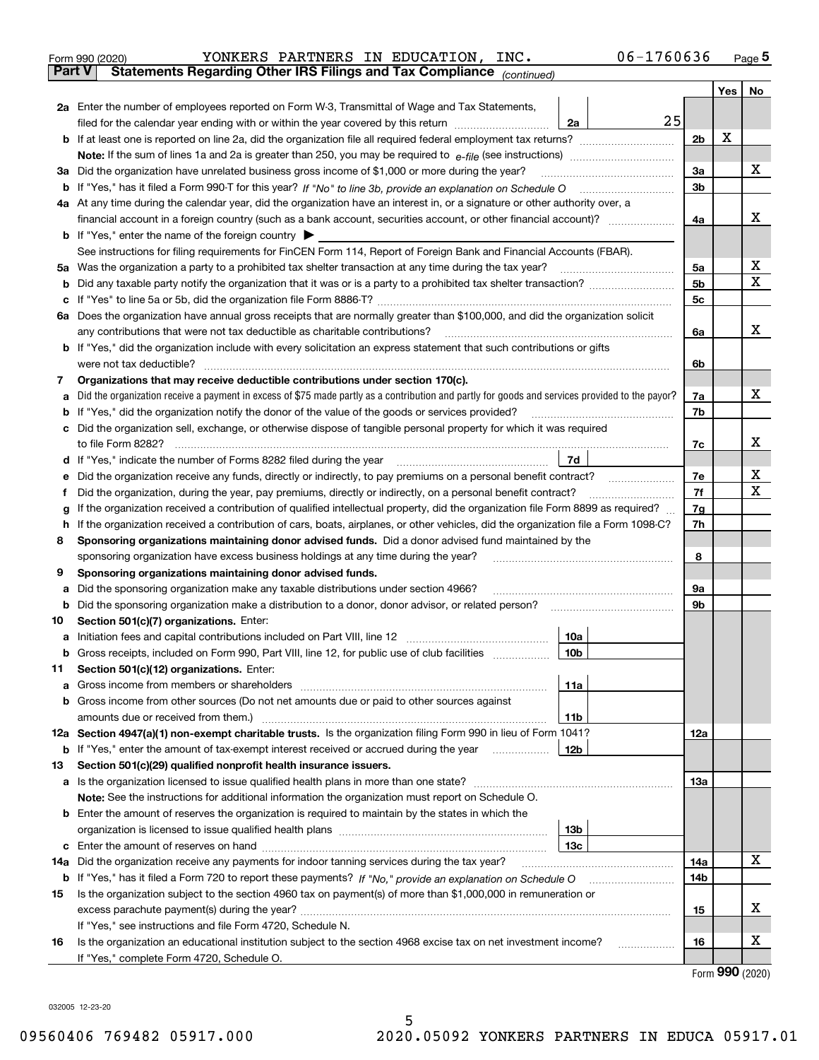Form 990 (2020) YONKERS PARTNERS IN EDUCATION, INC. 06-1760636 Page **5**

**Part V** **Statements Regarding Other IRS Filings and Tax Compliance** *(continued)*

| | | | | Yes | No |
|---|---|---|---|---|---|
| **2a** | Enter the number of employees reported on Form W-3, Transmittal of Wage and Tax Statements, filed for the calendar year ending with or within the year covered by this return | 2a 25 | | | |
| **b** | If at least one is reported on line 2a, did the organization file all required federal employment tax returns? | | 2b | X | |
| | **Note:** If the sum of lines 1a and 2a is greater than 250, you may be required to *e-file* (see instructions) | | | | |
| **3a** | Did the organization have unrelated business gross income of $1,000 or more during the year? | | 3a | | X |
| **b** | If "Yes," has it filed a Form 990-T for this year? *If "No" to line 3b, provide an explanation on Schedule O* | | 3b | | |
| **4a** | At any time during the calendar year, did the organization have an interest in, or a signature or other authority over, a financial account in a foreign country (such as a bank account, securities account, or other financial account)? | | 4a | | X |
| **b** | If "Yes," enter the name of the foreign country ▶ | | | | |
| | See instructions for filing requirements for FinCEN Form 114, Report of Foreign Bank and Financial Accounts (FBAR). | | | | |
| **5a** | Was the organization a party to a prohibited tax shelter transaction at any time during the tax year? | | 5a | | X |
| **b** | Did any taxable party notify the organization that it was or is a party to a prohibited tax shelter transaction? | | 5b | | X |
| **c** | If "Yes" to line 5a or 5b, did the organization file Form 8886-T? | | 5c | | |
| **6a** | Does the organization have annual gross receipts that are normally greater than $100,000, and did the organization solicit any contributions that were not tax deductible as charitable contributions? | | 6a | | X |
| **b** | If "Yes," did the organization include with every solicitation an express statement that such contributions or gifts were not tax deductible? | | 6b | | |
| **7** | **Organizations that may receive deductible contributions under section 170(c).** | | | | |
| **a** | Did the organization receive a payment in excess of $75 made partly as a contribution and partly for goods and services provided to the payor? | | 7a | | X |
| **b** | If "Yes," did the organization notify the donor of the value of the goods or services provided? | | 7b | | |
| **c** | Did the organization sell, exchange, or otherwise dispose of tangible personal property for which it was required to file Form 8282? | | 7c | | X |
| **d** | If "Yes," indicate the number of Forms 8282 filed during the year | 7d | | | |
| **e** | Did the organization receive any funds, directly or indirectly, to pay premiums on a personal benefit contract? | | 7e | | X |
| **f** | Did the organization, during the year, pay premiums, directly or indirectly, on a personal benefit contract? | | 7f | | X |
| **g** | If the organization received a contribution of qualified intellectual property, did the organization file Form 8899 as required? | | 7g | | |
| **h** | If the organization received a contribution of cars, boats, airplanes, or other vehicles, did the organization file a Form 1098-C? | | 7h | | |
| **8** | **Sponsoring organizations maintaining donor advised funds.** Did a donor advised fund maintained by the sponsoring organization have excess business holdings at any time during the year? | | 8 | | |
| **9** | **Sponsoring organizations maintaining donor advised funds.** | | | | |
| **a** | Did the sponsoring organization make any taxable distributions under section 4966? | | 9a | | |
| **b** | Did the sponsoring organization make a distribution to a donor, donor advisor, or related person? | | 9b | | |
| **10** | **Section 501(c)(7) organizations.** Enter: | | | | |
| **a** | Initiation fees and capital contributions included on Part VIII, line 12 | 10a | | | |
| **b** | Gross receipts, included on Form 990, Part VIII, line 12, for public use of club facilities | 10b | | | |
| **11** | **Section 501(c)(12) organizations.** Enter: | | | | |
| **a** | Gross income from members or shareholders | 11a | | | |
| **b** | Gross income from other sources (Do not net amounts due or paid to other sources against amounts due or received from them.) | 11b | | | |
| **12a** | **Section 4947(a)(1) non-exempt charitable trusts.** Is the organization filing Form 990 in lieu of Form 1041? | | 12a | | |
| **b** | If "Yes," enter the amount of tax-exempt interest received or accrued during the year | 12b | | | |
| **13** | **Section 501(c)(29) qualified nonprofit health insurance issuers.** | | | | |
| **a** | Is the organization licensed to issue qualified health plans in more than one state? | | 13a | | |
| | **Note:** See the instructions for additional information the organization must report on Schedule O. | | | | |
| **b** | Enter the amount of reserves the organization is required to maintain by the states in which the organization is licensed to issue qualified health plans | 13b | | | |
| **c** | Enter the amount of reserves on hand | 13c | | | |
| **14a** | Did the organization receive any payments for indoor tanning services during the tax year? | | 14a | | X |
| **b** | If "Yes," has it filed a Form 720 to report these payments? *If "No," provide an explanation on Schedule O* | | 14b | | |
| **15** | Is the organization subject to the section 4960 tax on payment(s) of more than $1,000,000 in remuneration or excess parachute payment(s) during the year? | | 15 | | X |
| | If "Yes," see instructions and file Form 4720, Schedule N. | | | | |
| **16** | Is the organization an educational institution subject to the section 4968 excise tax on net investment income? | | 16 | | X |
| | If "Yes," complete Form 4720, Schedule O. | | | | |

Form **990** (2020)

032005 12-23-20

09560406 769482 05917.000 2020.05092 YONKERS PARTNERS IN EDUCA 05917.01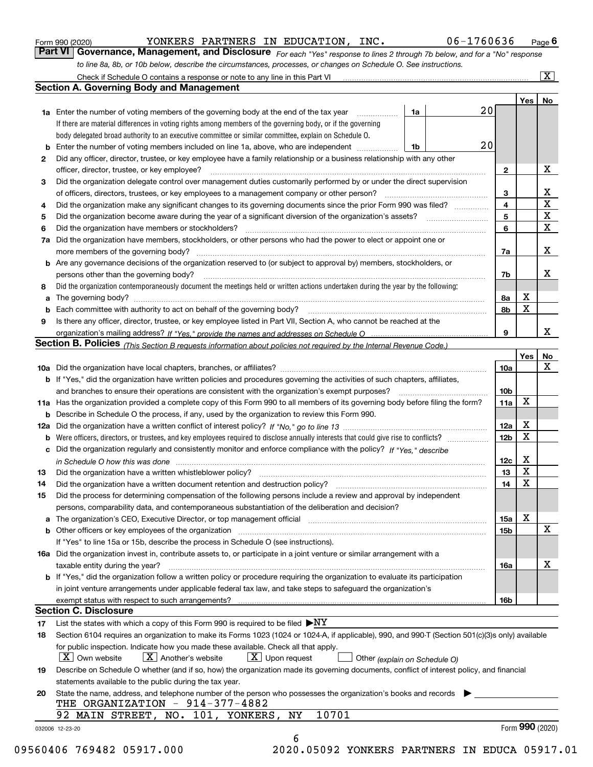Form 990 (2020) YONKERS PARTNERS IN EDUCATION, INC. 06-1760636 Page **6**

## Part VI Governance, Management, and Disclosure

*For each "Yes" response to lines 2 through 7b below, and for a "No" response to line 8a, 8b, or 10b below, describe the circumstances, processes, or changes on Schedule O. See instructions.*

Check if Schedule O contains a response or note to any line in this Part VI ... [X]

### Section A. Governing Body and Management

| | | | | Yes | No |
|---|---|---|---|---|---|
| **1a** | Enter the number of voting members of the governing body at the end of the tax year ... **1a** 20 | | | | |
| | If there are material differences in voting rights among members of the governing body, or if the governing body delegated broad authority to an executive committee or similar committee, explain on Schedule O. | | | | |
| **b** | Enter the number of voting members included on line 1a, above, who are independent ... **1b** 20 | | | | |
| **2** | Did any officer, director, trustee, or key employee have a family relationship or a business relationship with any other officer, director, trustee, or key employee? | | **2** | | X |
| **3** | Did the organization delegate control over management duties customarily performed by or under the direct supervision of officers, directors, trustees, or key employees to a management company or other person? | | **3** | | X |
| **4** | Did the organization make any significant changes to its governing documents since the prior Form 990 was filed? | | **4** | | X |
| **5** | Did the organization become aware during the year of a significant diversion of the organization's assets? | | **5** | | X |
| **6** | Did the organization have members or stockholders? | | **6** | | X |
| **7a** | Did the organization have members, stockholders, or other persons who had the power to elect or appoint one or more members of the governing body? | | **7a** | | X |
| **b** | Are any governance decisions of the organization reserved to (or subject to approval by) members, stockholders, or persons other than the governing body? | | **7b** | | X |
| **8** | Did the organization contemporaneously document the meetings held or written actions undertaken during the year by the following: | | | | |
| **a** | The governing body? | | **8a** | X | |
| **b** | Each committee with authority to act on behalf of the governing body? | | **8b** | X | |
| **9** | Is there any officer, director, trustee, or key employee listed in Part VII, Section A, who cannot be reached at the organization's mailing address? *If "Yes," provide the names and addresses on Schedule O* | | **9** | | X |

### Section B. Policies *(This Section B requests information about policies not required by the Internal Revenue Code.)*

| | | | Yes | No |
|---|---|---|---|---|
| **10a** | Did the organization have local chapters, branches, or affiliates? | **10a** | | X |
| **b** | If "Yes," did the organization have written policies and procedures governing the activities of such chapters, affiliates, and branches to ensure their operations are consistent with the organization's exempt purposes? | **10b** | | |
| **11a** | Has the organization provided a complete copy of this Form 990 to all members of its governing body before filing the form? | **11a** | X | |
| **b** | Describe in Schedule O the process, if any, used by the organization to review this Form 990. | | | |
| **12a** | Did the organization have a written conflict of interest policy? *If "No," go to line 13* | **12a** | X | |
| **b** | Were officers, directors, or trustees, and key employees required to disclose annually interests that could give rise to conflicts? | **12b** | X | |
| **c** | Did the organization regularly and consistently monitor and enforce compliance with the policy? *If "Yes," describe in Schedule O how this was done* | **12c** | X | |
| **13** | Did the organization have a written whistleblower policy? | **13** | X | |
| **14** | Did the organization have a written document retention and destruction policy? | **14** | X | |
| **15** | Did the process for determining compensation of the following persons include a review and approval by independent persons, comparability data, and contemporaneous substantiation of the deliberation and decision? | | | |
| **a** | The organization's CEO, Executive Director, or top management official | **15a** | X | |
| **b** | Other officers or key employees of the organization | **15b** | | X |
| | If "Yes" to line 15a or 15b, describe the process in Schedule O (see instructions). | | | |
| **16a** | Did the organization invest in, contribute assets to, or participate in a joint venture or similar arrangement with a taxable entity during the year? | **16a** | | X |
| **b** | If "Yes," did the organization follow a written policy or procedure requiring the organization to evaluate its participation in joint venture arrangements under applicable federal tax law, and take steps to safeguard the organization's exempt status with respect to such arrangements? | **16b** | | |

### Section C. Disclosure

**17** List the states with which a copy of this Form 990 is required to be filed ▶ NY

**18** Section 6104 requires an organization to make its Forms 1023 (1024 or 1024-A, if applicable), 990, and 990-T (Section 501(c)(3)s only) available for public inspection. Indicate how you made these available. Check all that apply.

[X] Own website [X] Another's website [X] Upon request [ ] Other *(explain on Schedule O)*

**19** Describe on Schedule O whether (and if so, how) the organization made its governing documents, conflict of interest policy, and financial statements available to the public during the tax year.

**20** State the name, address, and telephone number of the person who possesses the organization's books and records ▶

THE ORGANIZATION - 914-377-4882
92 MAIN STREET, NO. 101, YONKERS, NY 10701

032006 12-23-20 Form **990** (2020)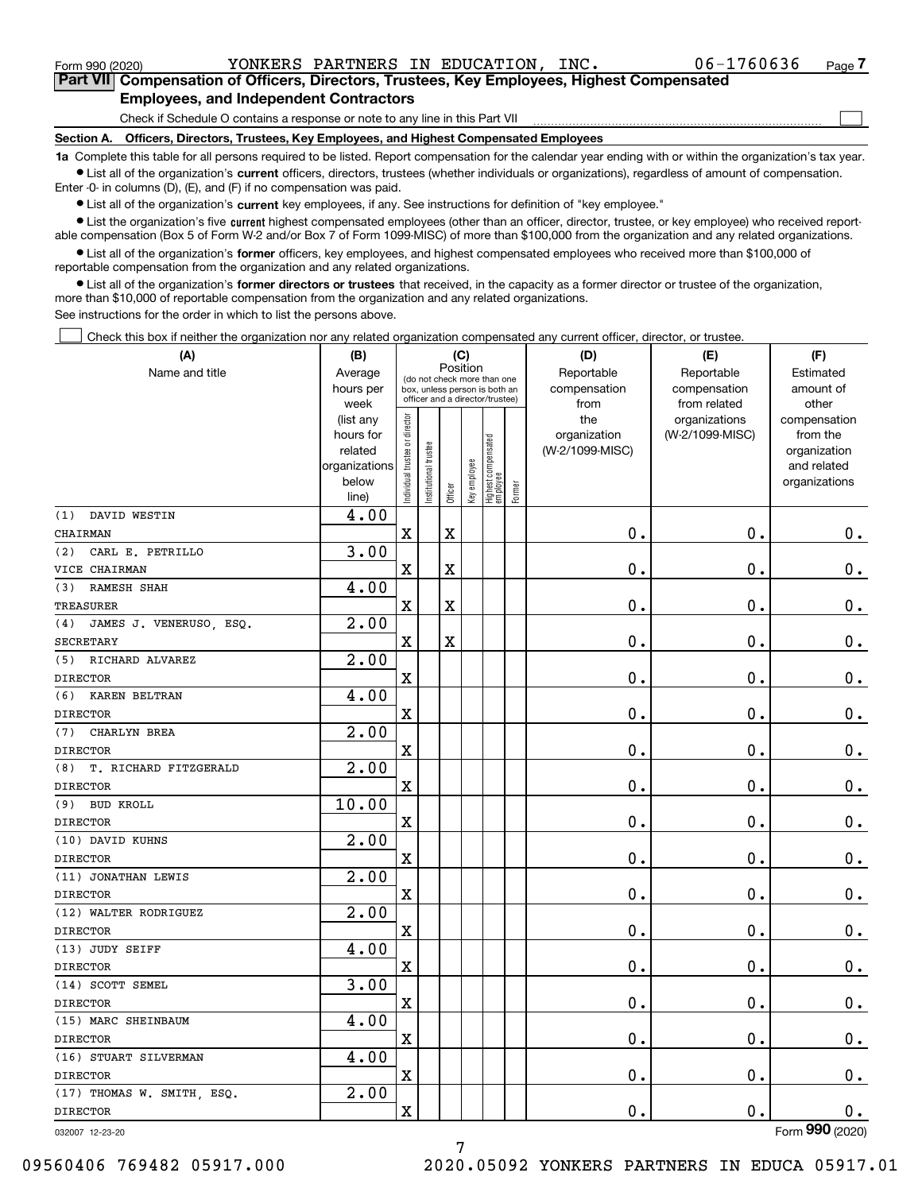Form 990 (2020) YONKERS PARTNERS IN EDUCATION, INC. 06-1760636 Page 7

**Part VII Compensation of Officers, Directors, Trustees, Key Employees, Highest Compensated Employees, and Independent Contractors**

Check if Schedule O contains a response or note to any line in this Part VII ☐

**Section A. Officers, Directors, Trustees, Key Employees, and Highest Compensated Employees**

**1a** Complete this table for all persons required to be listed. Report compensation for the calendar year ending with or within the organization's tax year.

- List all of the organization's **current** officers, directors, trustees (whether individuals or organizations), regardless of amount of compensation. Enter -0- in columns (D), (E), and (F) if no compensation was paid.
- List all of the organization's **current** key employees, if any. See instructions for definition of "key employee."
- List the organization's five **current** highest compensated employees (other than an officer, director, trustee, or key employee) who received reportable compensation (Box 5 of Form W-2 and/or Box 7 of Form 1099-MISC) of more than $100,000 from the organization and any related organizations.
- List all of the organization's **former** officers, key employees, and highest compensated employees who received more than $100,000 of reportable compensation from the organization and any related organizations.
- List all of the organization's **former directors or trustees** that received, in the capacity as a former director or trustee of the organization, more than $10,000 of reportable compensation from the organization and any related organizations.

See instructions for the order in which to list the persons above.

☐ Check this box if neither the organization nor any related organization compensated any current officer, director, or trustee.

| (A) Name and title | (B) Average hours per week (list any hours for related organizations below line) | (C) Position: Individual trustee or director | Institutional trustee | Officer | Key employee | Highest compensated employee | Former | (D) Reportable compensation from the organization (W-2/1099-MISC) | (E) Reportable compensation from related organizations (W-2/1099-MISC) | (F) Estimated amount of other compensation from the organization and related organizations |
|---|---|---|---|---|---|---|---|---|---|---|
| (1) DAVID WESTIN<br>CHAIRMAN | 4.00 | X | | X | | | | 0. | 0. | 0. |
| (2) CARL E. PETRILLO<br>VICE CHAIRMAN | 3.00 | X | | X | | | | 0. | 0. | 0. |
| (3) RAMESH SHAH<br>TREASURER | 4.00 | X | | X | | | | 0. | 0. | 0. |
| (4) JAMES J. VENERUSO, ESQ.<br>SECRETARY | 2.00 | X | | X | | | | 0. | 0. | 0. |
| (5) RICHARD ALVAREZ<br>DIRECTOR | 2.00 | X | | | | | | 0. | 0. | 0. |
| (6) KAREN BELTRAN<br>DIRECTOR | 4.00 | X | | | | | | 0. | 0. | 0. |
| (7) CHARLYN BREA<br>DIRECTOR | 2.00 | X | | | | | | 0. | 0. | 0. |
| (8) T. RICHARD FITZGERALD<br>DIRECTOR | 2.00 | X | | | | | | 0. | 0. | 0. |
| (9) BUD KROLL<br>DIRECTOR | 10.00 | X | | | | | | 0. | 0. | 0. |
| (10) DAVID KUHNS<br>DIRECTOR | 2.00 | X | | | | | | 0. | 0. | 0. |
| (11) JONATHAN LEWIS<br>DIRECTOR | 2.00 | X | | | | | | 0. | 0. | 0. |
| (12) WALTER RODRIGUEZ<br>DIRECTOR | 2.00 | X | | | | | | 0. | 0. | 0. |
| (13) JUDY SEIFF<br>DIRECTOR | 4.00 | X | | | | | | 0. | 0. | 0. |
| (14) SCOTT SEMEL<br>DIRECTOR | 3.00 | X | | | | | | 0. | 0. | 0. |
| (15) MARC SHEINBAUM<br>DIRECTOR | 4.00 | X | | | | | | 0. | 0. | 0. |
| (16) STUART SILVERMAN<br>DIRECTOR | 4.00 | X | | | | | | 0. | 0. | 0. |
| (17) THOMAS W. SMITH, ESQ.<br>DIRECTOR | 2.00 | X | | | | | | 0. | 0. | 0. |

032007 12-23-20 Form **990** (2020)

09560406 769482 05917.000 2020.05092 YONKERS PARTNERS IN EDUCA 05917.01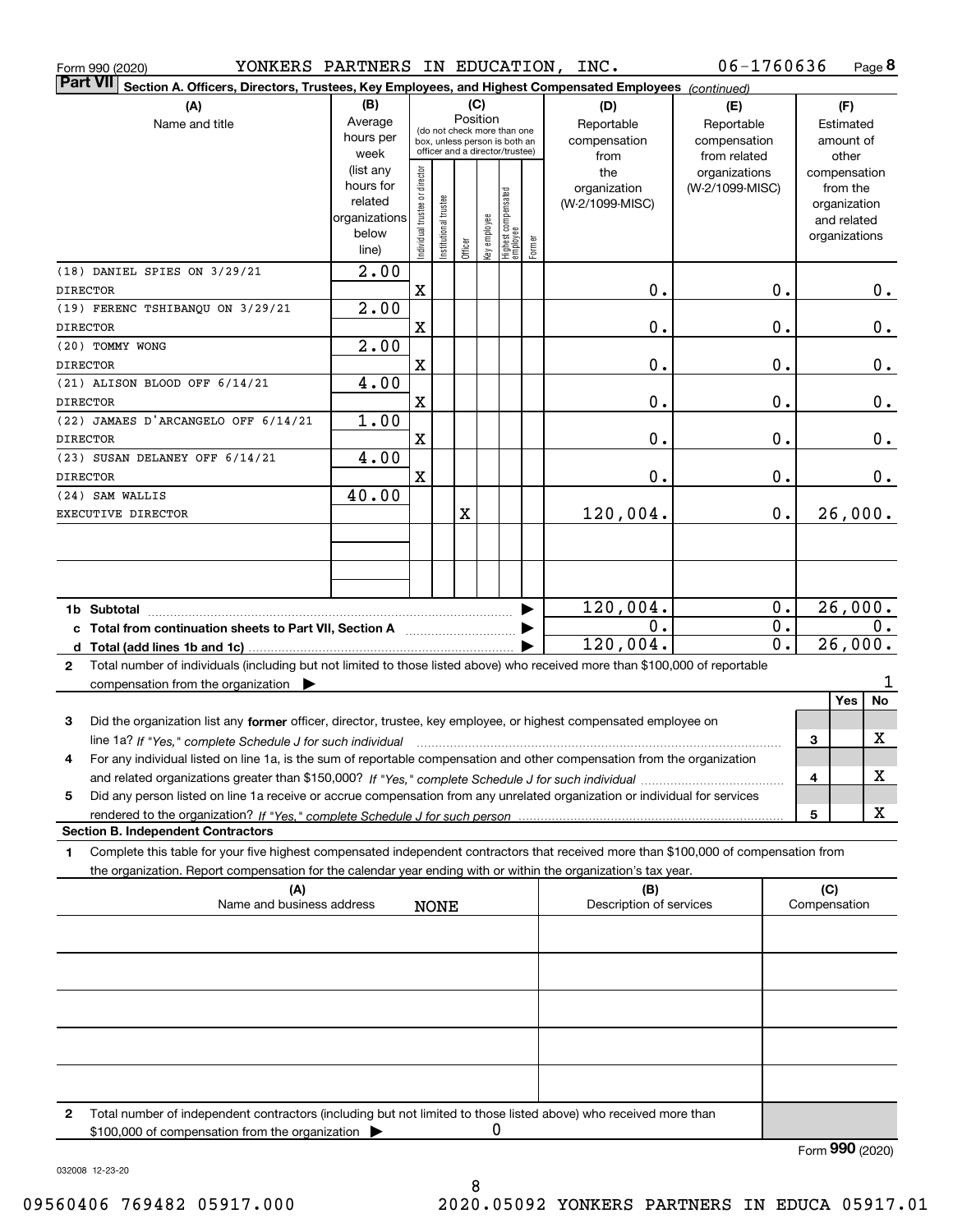Form 990 (2020) YONKERS PARTNERS IN EDUCATION, INC. 06-1760636 Page 8

**Part VII Section A. Officers, Directors, Trustees, Key Employees, and Highest Compensated Employees** *(continued)*

| (A) Name and title | (B) Average hours per week (list any hours for related organizations below line) | (C) Position: Individual trustee or director | Institutional trustee | Officer | Key employee | Highest compensated employee | Former | (D) Reportable compensation from the organization (W-2/1099-MISC) | (E) Reportable compensation from related organizations (W-2/1099-MISC) | (F) Estimated amount of other compensation from the organization and related organizations |
|---|---|---|---|---|---|---|---|---|---|---|
| (18) DANIEL SPIES ON 3/29/21<br>DIRECTOR | 2.00 | X | | | | | | 0. | 0. | 0. |
| (19) FERENC TSHIBANQU ON 3/29/21<br>DIRECTOR | 2.00 | X | | | | | | 0. | 0. | 0. |
| (20) TOMMY WONG<br>DIRECTOR | 2.00 | X | | | | | | 0. | 0. | 0. |
| (21) ALISON BLOOD OFF 6/14/21<br>DIRECTOR | 4.00 | X | | | | | | 0. | 0. | 0. |
| (22) JAMAES D'ARCANGELO OFF 6/14/21<br>DIRECTOR | 1.00 | X | | | | | | 0. | 0. | 0. |
| (23) SUSAN DELANEY OFF 6/14/21<br>DIRECTOR | 4.00 | X | | | | | | 0. | 0. | 0. |
| (24) SAM WALLIS<br>EXECUTIVE DIRECTOR | 40.00 | | | X | | | | 120,004. | 0. | 26,000. |

| | (D) | (E) | (F) |
|---|---|---|---|
| **1b Subtotal** | 120,004. | 0. | 26,000. |
| **c Total from continuation sheets to Part VII, Section A** | 0. | 0. | 0. |
| **d Total (add lines 1b and 1c)** | 120,004. | 0. | 26,000. |

**2** Total number of individuals (including but not limited to those listed above) who received more than $100,000 of reportable compensation from the organization ▶ 1

| | | Yes | No |
|---|---|---|---|
| **3** Did the organization list any **former** officer, director, trustee, key employee, or highest compensated employee on line 1a? *If "Yes," complete Schedule J for such individual* | 3 | | X |
| **4** For any individual listed on line 1a, is the sum of reportable compensation and other compensation from the organization and related organizations greater than $150,000? *If "Yes," complete Schedule J for such individual* | 4 | | X |
| **5** Did any person listed on line 1a receive or accrue compensation from any unrelated organization or individual for services rendered to the organization? *If "Yes," complete Schedule J for such person* | 5 | | X |

**Section B. Independent Contractors**

**1** Complete this table for your five highest compensated independent contractors that received more than $100,000 of compensation from the organization. Report compensation for the calendar year ending with or within the organization's tax year.

| (A) Name and business address | (B) Description of services | (C) Compensation |
|---|---|---|
| NONE | | |
| | | |
| | | |
| | | |
| | | |

**2** Total number of independent contractors (including but not limited to those listed above) who received more than $100,000 of compensation from the organization ▶ 0

Form **990** (2020)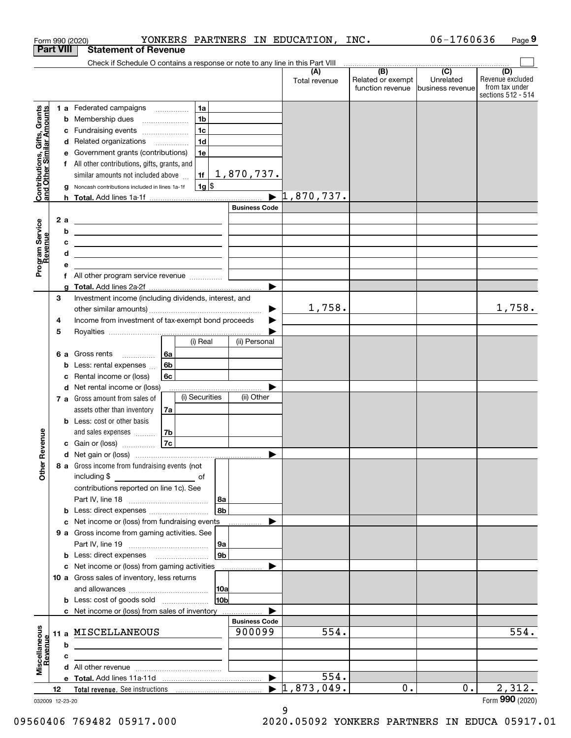Form 990 (2020) YONKERS PARTNERS IN EDUCATION, INC. 06-1760636 Page 9

## Part VIII Statement of Revenue

Check if Schedule O contains a response or note to any line in this Part VIII

| | | | | (A) Total revenue | (B) Related or exempt function revenue | (C) Unrelated business revenue | (D) Revenue excluded from tax under sections 512 - 514 |
|---|---|---|---|---|---|---|---|
| **Contributions, Gifts, Grants and Other Similar Amounts** | 1 a | Federated campaigns | 1a | | | | |
| | b | Membership dues | 1b | | | | |
| | c | Fundraising events | 1c | | | | |
| | d | Related organizations | 1d | | | | |
| | e | Government grants (contributions) | 1e | | | | |
| | f | All other contributions, gifts, grants, and similar amounts not included above | 1f 1,870,737. | | | | |
| | g | Noncash contributions included in lines 1a-1f | 1g $ | | | | |
| | h | **Total.** Add lines 1a-1f | | 1,870,737. | | | |
| **Program Service Revenue** | | | Business Code | | | | |
| | 2 a | | | | | | |
| | b | | | | | | |
| | c | | | | | | |
| | d | | | | | | |
| | e | | | | | | |
| | f | All other program service revenue | | | | | |
| | g | **Total.** Add lines 2a-2f | | | | | |
| **Other Revenue** | 3 | Investment income (including dividends, interest, and other similar amounts) | | 1,758. | | | 1,758. |
| | 4 | Income from investment of tax-exempt bond proceeds | | | | | |
| | 5 | Royalties | | | | | |
| | | | (i) Real / (ii) Personal | | | | |
| | 6 a | Gross rents | 6a | | | | |
| | b | Less: rental expenses | 6b | | | | |
| | c | Rental income or (loss) | 6c | | | | |
| | d | Net rental income or (loss) | | | | | |
| | | | (i) Securities / (ii) Other | | | | |
| | 7 a | Gross amount from sales of assets other than inventory | 7a | | | | |
| | b | Less: cost or other basis and sales expenses | 7b | | | | |
| | c | Gain or (loss) | 7c | | | | |
| | d | Net gain or (loss) | | | | | |
| | 8 a | Gross income from fundraising events (not including $ of contributions reported on line 1c). See Part IV, line 18 | 8a | | | | |
| | b | Less: direct expenses | 8b | | | | |
| | c | Net income or (loss) from fundraising events | | | | | |
| | 9 a | Gross income from gaming activities. See Part IV, line 19 | 9a | | | | |
| | b | Less: direct expenses | 9b | | | | |
| | c | Net income or (loss) from gaming activities | | | | | |
| | 10 a | Gross sales of inventory, less returns and allowances | 10a | | | | |
| | b | Less: cost of goods sold | 10b | | | | |
| | c | Net income or (loss) from sales of inventory | | | | | |
| **Miscellaneous Revenue** | | | Business Code | | | | |
| | 11 a | MISCELLANEOUS | 900099 | 554. | | | 554. |
| | b | | | | | | |
| | c | | | | | | |
| | d | All other revenue | | | | | |
| | e | **Total.** Add lines 11a-11d | | 554. | | | |
| | 12 | **Total revenue.** See instructions | | 1,873,049. | 0. | 0. | 2,312. |

032009 12-23-20 Form **990** (2020)

09560406 769482 05917.000 2020.05092 YONKERS PARTNERS IN EDUCA 05917.01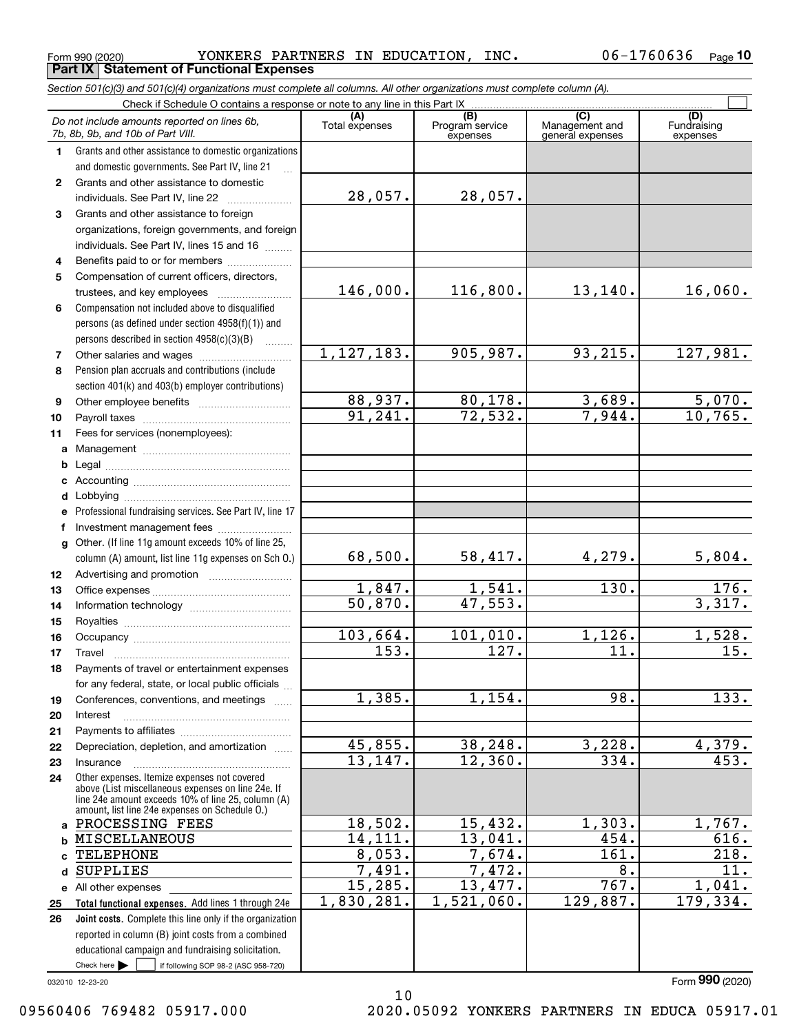Form 990 (2020) YONKERS PARTNERS IN EDUCATION, INC. 06-1760636 Page 10

**Part IX Statement of Functional Expenses**

*Section 501(c)(3) and 501(c)(4) organizations must complete all columns. All other organizations must complete column (A).*

Check if Schedule O contains a response or note to any line in this Part IX ☐

| | *Do not include amounts reported on lines 6b, 7b, 8b, 9b, and 10b of Part VIII.* | (A) Total expenses | (B) Program service expenses | (C) Management and general expenses | (D) Fundraising expenses |
|---|---|---|---|---|---|
| 1 | Grants and other assistance to domestic organizations and domestic governments. See Part IV, line 21 | | | | |
| 2 | Grants and other assistance to domestic individuals. See Part IV, line 22 | 28,057. | 28,057. | | |
| 3 | Grants and other assistance to foreign organizations, foreign governments, and foreign individuals. See Part IV, lines 15 and 16 | | | | |
| 4 | Benefits paid to or for members | | | | |
| 5 | Compensation of current officers, directors, trustees, and key employees | 146,000. | 116,800. | 13,140. | 16,060. |
| 6 | Compensation not included above to disqualified persons (as defined under section 4958(f)(1)) and persons described in section 4958(c)(3)(B) | | | | |
| 7 | Other salaries and wages | 1,127,183. | 905,987. | 93,215. | 127,981. |
| 8 | Pension plan accruals and contributions (include section 401(k) and 403(b) employer contributions) | | | | |
| 9 | Other employee benefits | 88,937. | 80,178. | 3,689. | 5,070. |
| 10 | Payroll taxes | 91,241. | 72,532. | 7,944. | 10,765. |
| 11 | Fees for services (nonemployees): | | | | |
| a | Management | | | | |
| b | Legal | | | | |
| c | Accounting | | | | |
| d | Lobbying | | | | |
| e | Professional fundraising services. See Part IV, line 17 | | | | |
| f | Investment management fees | | | | |
| g | Other. (If line 11g amount exceeds 10% of line 25, column (A) amount, list line 11g expenses on Sch O.) | 68,500. | 58,417. | 4,279. | 5,804. |
| 12 | Advertising and promotion | | | | |
| 13 | Office expenses | 1,847. | 1,541. | 130. | 176. |
| 14 | Information technology | 50,870. | 47,553. | | 3,317. |
| 15 | Royalties | | | | |
| 16 | Occupancy | 103,664. | 101,010. | 1,126. | 1,528. |
| 17 | Travel | 153. | 127. | 11. | 15. |
| 18 | Payments of travel or entertainment expenses for any federal, state, or local public officials | | | | |
| 19 | Conferences, conventions, and meetings | 1,385. | 1,154. | 98. | 133. |
| 20 | Interest | | | | |
| 21 | Payments to affiliates | | | | |
| 22 | Depreciation, depletion, and amortization | 45,855. | 38,248. | 3,228. | 4,379. |
| 23 | Insurance | 13,147. | 12,360. | 334. | 453. |
| 24 | Other expenses. Itemize expenses not covered above (List miscellaneous expenses on line 24e. If line 24e amount exceeds 10% of line 25, column (A) amount, list line 24e expenses on Schedule O.) | | | | |
| a | PROCESSING FEES | 18,502. | 15,432. | 1,303. | 1,767. |
| b | MISCELLANEOUS | 14,111. | 13,041. | 454. | 616. |
| c | TELEPHONE | 8,053. | 7,674. | 161. | 218. |
| d | SUPPLIES | 7,491. | 7,472. | 8. | 11. |
| e | All other expenses | 15,285. | 13,477. | 767. | 1,041. |
| 25 | **Total functional expenses.** Add lines 1 through 24e | 1,830,281. | 1,521,060. | 129,887. | 179,334. |
| 26 | **Joint costs.** Complete this line only if the organization reported in column (B) joint costs from a combined educational campaign and fundraising solicitation. Check here ☐ if following SOP 98-2 (ASC 958-720) | | | | |

032010 12-23-20 Form **990** (2020)

09560406 769482 05917.000 2020.05092 YONKERS PARTNERS IN EDUCA 05917.01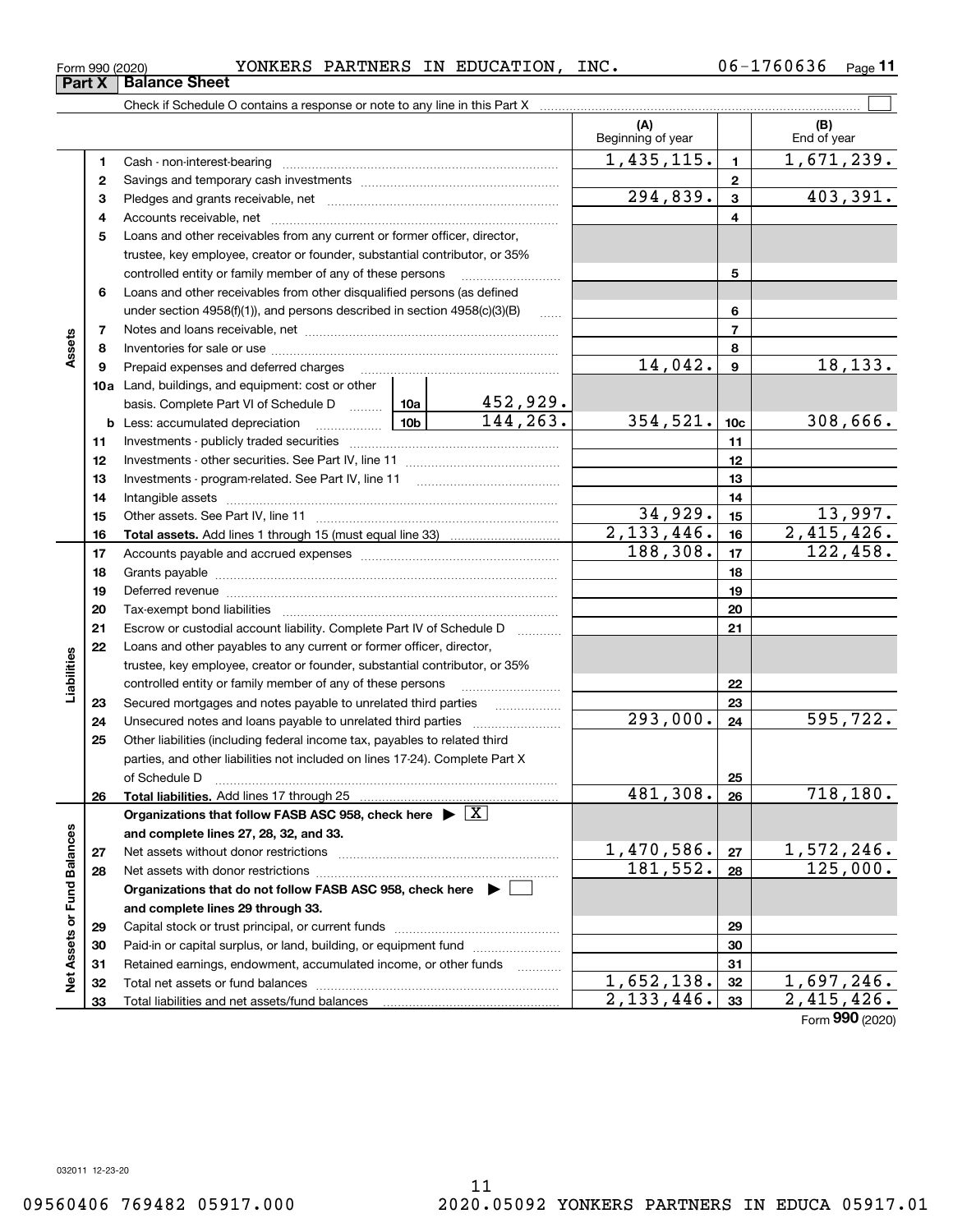Form 990 (2020) YONKERS PARTNERS IN EDUCATION, INC. 06-1760636 Page 11

## Part X Balance Sheet

Check if Schedule O contains a response or note to any line in this Part X ☐

| | | | | (A) Beginning of year | | (B) End of year |
|---|---|---|---|---|---|---|
| **Assets** | 1 | Cash - non-interest-bearing | | 1,435,115. | 1 | 1,671,239. |
| | 2 | Savings and temporary cash investments | | | 2 | |
| | 3 | Pledges and grants receivable, net | | 294,839. | 3 | 403,391. |
| | 4 | Accounts receivable, net | | | 4 | |
| | 5 | Loans and other receivables from any current or former officer, director, trustee, key employee, creator or founder, substantial contributor, or 35% controlled entity or family member of any of these persons | | | 5 | |
| | 6 | Loans and other receivables from other disqualified persons (as defined under section 4958(f)(1)), and persons described in section 4958(c)(3)(B) | | | 6 | |
| | 7 | Notes and loans receivable, net | | | 7 | |
| | 8 | Inventories for sale or use | | | 8 | |
| | 9 | Prepaid expenses and deferred charges | | 14,042. | 9 | 18,133. |
| | 10a | Land, buildings, and equipment: cost or other basis. Complete Part VI of Schedule D | 10a 452,929. | | | |
| | b | Less: accumulated depreciation | 10b 144,263. | 354,521. | 10c | 308,666. |
| | 11 | Investments - publicly traded securities | | | 11 | |
| | 12 | Investments - other securities. See Part IV, line 11 | | | 12 | |
| | 13 | Investments - program-related. See Part IV, line 11 | | | 13 | |
| | 14 | Intangible assets | | | 14 | |
| | 15 | Other assets. See Part IV, line 11 | | 34,929. | 15 | 13,997. |
| | 16 | **Total assets.** Add lines 1 through 15 (must equal line 33) | | 2,133,446. | 16 | 2,415,426. |
| **Liabilities** | 17 | Accounts payable and accrued expenses | | 188,308. | 17 | 122,458. |
| | 18 | Grants payable | | | 18 | |
| | 19 | Deferred revenue | | | 19 | |
| | 20 | Tax-exempt bond liabilities | | | 20 | |
| | 21 | Escrow or custodial account liability. Complete Part IV of Schedule D | | | 21 | |
| | 22 | Loans and other payables to any current or former officer, director, trustee, key employee, creator or founder, substantial contributor, or 35% controlled entity or family member of any of these persons | | | 22 | |
| | 23 | Secured mortgages and notes payable to unrelated third parties | | | 23 | |
| | 24 | Unsecured notes and loans payable to unrelated third parties | | 293,000. | 24 | 595,722. |
| | 25 | Other liabilities (including federal income tax, payables to related third parties, and other liabilities not included on lines 17-24). Complete Part X of Schedule D | | | 25 | |
| | 26 | **Total liabilities.** Add lines 17 through 25 | | 481,308. | 26 | 718,180. |
| **Net Assets or Fund Balances** | | **Organizations that follow FASB ASC 958, check here ▶ ☒ and complete lines 27, 28, 32, and 33.** | | | | |
| | 27 | Net assets without donor restrictions | | 1,470,586. | 27 | 1,572,246. |
| | 28 | Net assets with donor restrictions | | 181,552. | 28 | 125,000. |
| | | **Organizations that do not follow FASB ASC 958, check here ▶ ☐ and complete lines 29 through 33.** | | | | |
| | 29 | Capital stock or trust principal, or current funds | | | 29 | |
| | 30 | Paid-in or capital surplus, or land, building, or equipment fund | | | 30 | |
| | 31 | Retained earnings, endowment, accumulated income, or other funds | | | 31 | |
| | 32 | Total net assets or fund balances | | 1,652,138. | 32 | 1,697,246. |
| | 33 | Total liabilities and net assets/fund balances | | 2,133,446. | 33 | 2,415,426. |

Form **990** (2020)

032011 12-23-20

09560406 769482 05917.000 2020.05092 YONKERS PARTNERS IN EDUCA 05917.01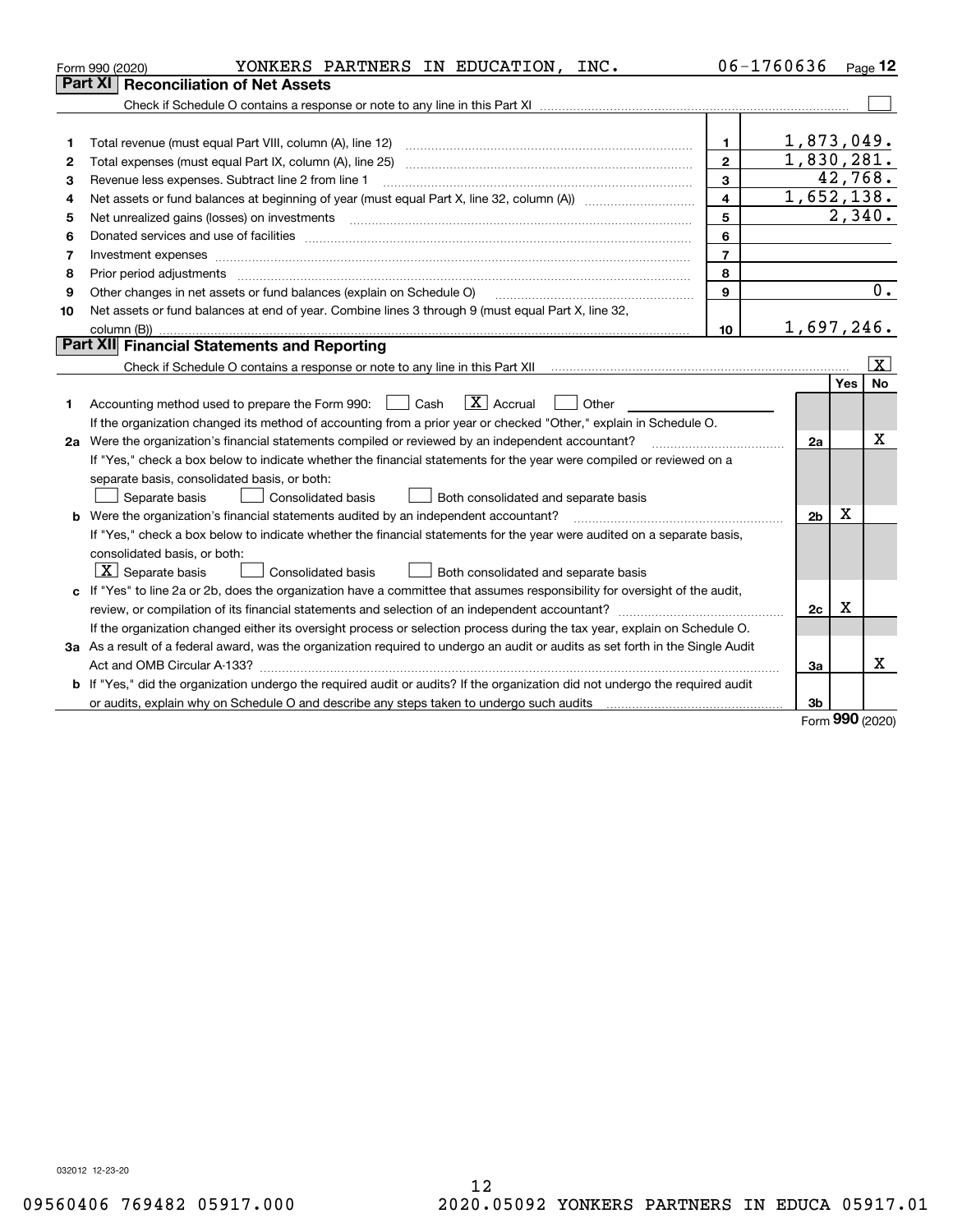Form 990 (2020) YONKERS PARTNERS IN EDUCATION, INC. 06-1760636

## Part XI Reconciliation of Net Assets

Check if Schedule O contains a response or note to any line in this Part XI ☐

| | | | |
|---|---|---|---|
| 1 | Total revenue (must equal Part VIII, column (A), line 12) | 1 | 1,873,049. |
| 2 | Total expenses (must equal Part IX, column (A), line 25) | 2 | 1,830,281. |
| 3 | Revenue less expenses. Subtract line 2 from line 1 | 3 | 42,768. |
| 4 | Net assets or fund balances at beginning of year (must equal Part X, line 32, column (A)) | 4 | 1,652,138. |
| 5 | Net unrealized gains (losses) on investments | 5 | 2,340. |
| 6 | Donated services and use of facilities | 6 | |
| 7 | Investment expenses | 7 | |
| 8 | Prior period adjustments | 8 | |
| 9 | Other changes in net assets or fund balances (explain on Schedule O) | 9 | 0. |
| 10 | Net assets or fund balances at end of year. Combine lines 3 through 9 (must equal Part X, line 32, column (B)) | 10 | 1,697,246. |

## Part XII Financial Statements and Reporting

Check if Schedule O contains a response or note to any line in this Part XII ☒

| | | | Yes | No |
|---|---|---|---|---|
| 1 | Accounting method used to prepare the Form 990: ☐ Cash ☒ Accrual ☐ Other | | | |
| | If the organization changed its method of accounting from a prior year or checked "Other," explain in Schedule O. | | | |
| 2a | Were the organization's financial statements compiled or reviewed by an independent accountant? | 2a | | X |
| | If "Yes," check a box below to indicate whether the financial statements for the year were compiled or reviewed on a separate basis, consolidated basis, or both: ☐ Separate basis ☐ Consolidated basis ☐ Both consolidated and separate basis | | | |
| b | Were the organization's financial statements audited by an independent accountant? | 2b | X | |
| | If "Yes," check a box below to indicate whether the financial statements for the year were audited on a separate basis, consolidated basis, or both: ☒ Separate basis ☐ Consolidated basis ☐ Both consolidated and separate basis | | | |
| c | If "Yes" to line 2a or 2b, does the organization have a committee that assumes responsibility for oversight of the audit, review, or compilation of its financial statements and selection of an independent accountant? | 2c | X | |
| | If the organization changed either its oversight process or selection process during the tax year, explain on Schedule O. | | | |
| 3a | As a result of a federal award, was the organization required to undergo an audit or audits as set forth in the Single Audit Act and OMB Circular A-133? | 3a | | X |
| b | If "Yes," did the organization undergo the required audit or audits? If the organization did not undergo the required audit or audits, explain why on Schedule O and describe any steps taken to undergo such audits | 3b | | |

Form **990** (2020)

032012 12-23-20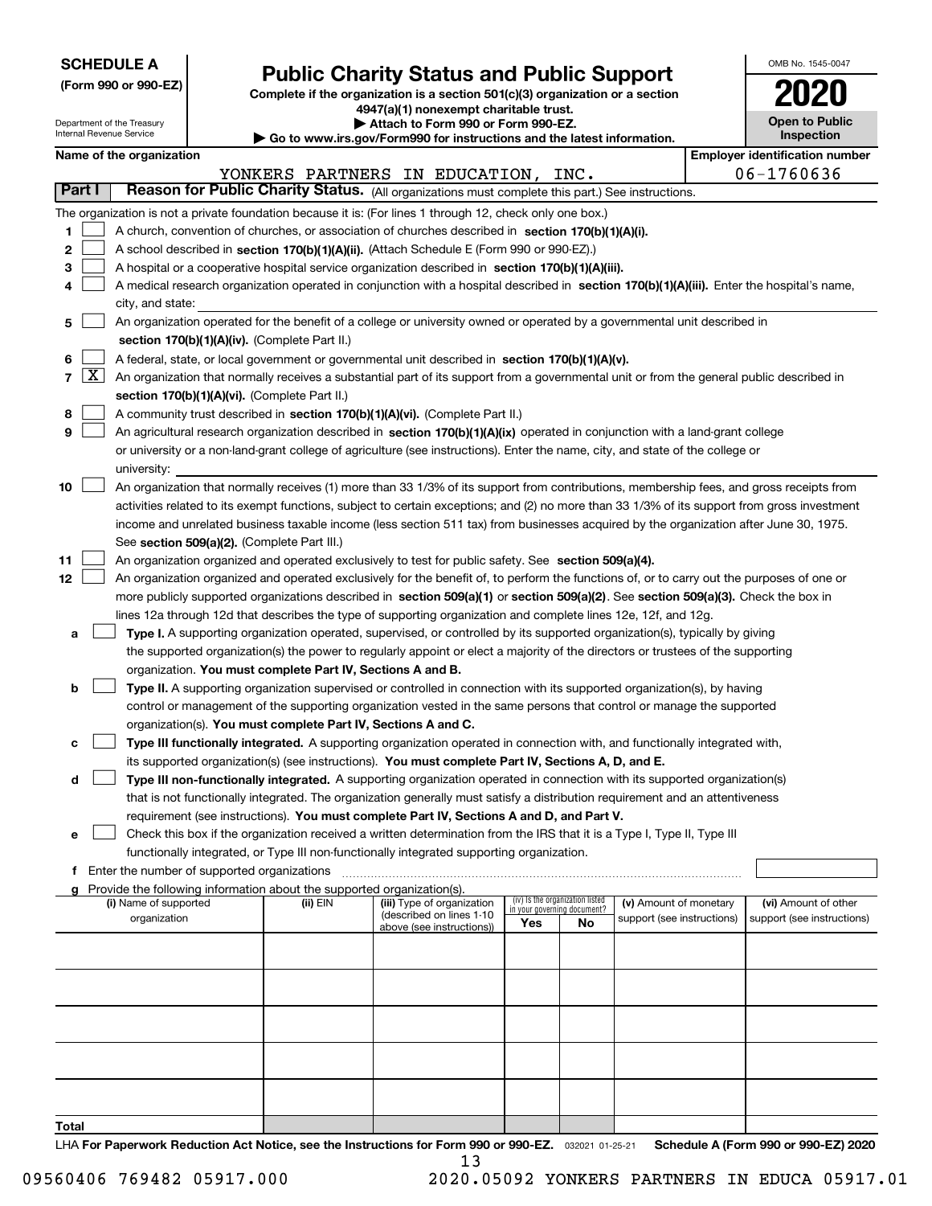**SCHEDULE A**
**(Form 990 or 990-EZ)**

Department of the Treasury
Internal Revenue Service

# Public Charity Status and Public Support

**Complete if the organization is a section 501(c)(3) organization or a section 4947(a)(1) nonexempt charitable trust.**
**▶ Attach to Form 990 or Form 990-EZ.**
**▶ Go to www.irs.gov/Form990 for instructions and the latest information.**

OMB No. 1545-0047

**2020**

**Open to Public Inspection**

**Name of the organization:** YONKERS PARTNERS IN EDUCATION, INC.

**Employer identification number:** 06-1760636

## Part I — Reason for Public Charity Status. (All organizations must complete this part.) See instructions.

The organization is not a private foundation because it is: (For lines 1 through 12, check only one box.)

1. ☐ A church, convention of churches, or association of churches described in **section 170(b)(1)(A)(i).**
2. ☐ A school described in **section 170(b)(1)(A)(ii).** (Attach Schedule E (Form 990 or 990-EZ).)
3. ☐ A hospital or a cooperative hospital service organization described in **section 170(b)(1)(A)(iii).**
4. ☐ A medical research organization operated in conjunction with a hospital described in **section 170(b)(1)(A)(iii).** Enter the hospital's name, city, and state:
5. ☐ An organization operated for the benefit of a college or university owned or operated by a governmental unit described in **section 170(b)(1)(A)(iv).** (Complete Part II.)
6. ☐ A federal, state, or local government or governmental unit described in **section 170(b)(1)(A)(v).**
7. ☒ An organization that normally receives a substantial part of its support from a governmental unit or from the general public described in **section 170(b)(1)(A)(vi).** (Complete Part II.)
8. ☐ A community trust described in **section 170(b)(1)(A)(vi).** (Complete Part II.)
9. ☐ An agricultural research organization described in **section 170(b)(1)(A)(ix)** operated in conjunction with a land-grant college or university or a non-land-grant college of agriculture (see instructions). Enter the name, city, and state of the college or university:
10. ☐ An organization that normally receives (1) more than 33 1/3% of its support from contributions, membership fees, and gross receipts from activities related to its exempt functions, subject to certain exceptions; and (2) no more than 33 1/3% of its support from gross investment income and unrelated business taxable income (less section 511 tax) from businesses acquired by the organization after June 30, 1975. See **section 509(a)(2).** (Complete Part III.)
11. ☐ An organization organized and operated exclusively to test for public safety. See **section 509(a)(4).**
12. ☐ An organization organized and operated exclusively for the benefit of, to perform the functions of, or to carry out the purposes of one or more publicly supported organizations described in **section 509(a)(1)** or **section 509(a)(2).** See **section 509(a)(3).** Check the box in lines 12a through 12d that describes the type of supporting organization and complete lines 12e, 12f, and 12g.
   - **a** ☐ **Type I.** A supporting organization operated, supervised, or controlled by its supported organization(s), typically by giving the supported organization(s) the power to regularly appoint or elect a majority of the directors or trustees of the supporting organization. **You must complete Part IV, Sections A and B.**
   - **b** ☐ **Type II.** A supporting organization supervised or controlled in connection with its supported organization(s), by having control or management of the supporting organization vested in the same persons that control or manage the supported organization(s). **You must complete Part IV, Sections A and C.**
   - **c** ☐ **Type III functionally integrated.** A supporting organization operated in connection with, and functionally integrated with, its supported organization(s) (see instructions). **You must complete Part IV, Sections A, D, and E.**
   - **d** ☐ **Type III non-functionally integrated.** A supporting organization operated in connection with its supported organization(s) that is not functionally integrated. The organization generally must satisfy a distribution requirement and an attentiveness requirement (see instructions). **You must complete Part IV, Sections A and D, and Part V.**
   - **e** ☐ Check this box if the organization received a written determination from the IRS that it is a Type I, Type II, Type III functionally integrated, or Type III non-functionally integrated supporting organization.
   - **f** Enter the number of supported organizations
   - **g** Provide the following information about the supported organization(s).

| (i) Name of supported organization | (ii) EIN | (iii) Type of organization (described on lines 1-10 above (see instructions)) | (iv) Is the organization listed in your governing document? Yes | No | (v) Amount of monetary support (see instructions) | (vi) Amount of other support (see instructions) |
|---|---|---|---|---|---|---|
| | | | | | | |
| | | | | | | |
| | | | | | | |
| | | | | | | |
| | | | | | | |
| **Total** | | | | | | |

LHA **For Paperwork Reduction Act Notice, see the Instructions for Form 990 or 990-EZ.** 032021 01-25-21 **Schedule A (Form 990 or 990-EZ) 2020**

09560406 769482 05917.000 2020.05092 YONKERS PARTNERS IN EDUCA 05917.01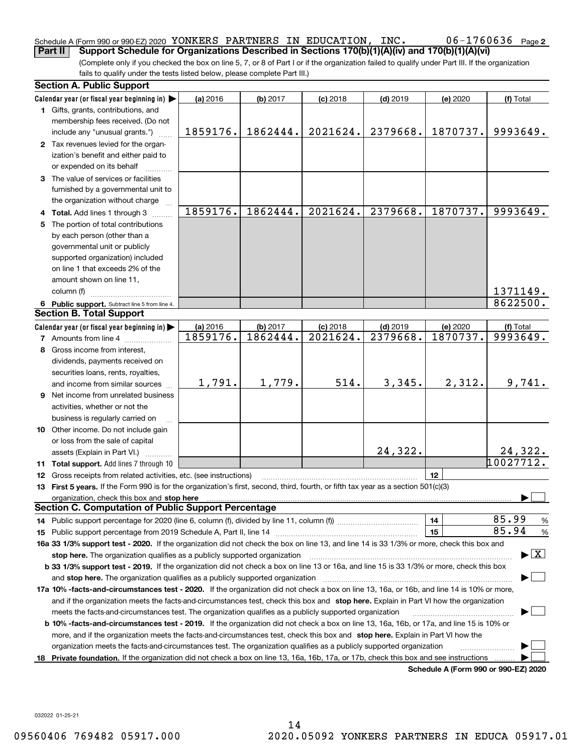Schedule A (Form 990 or 990-EZ) 2020 YONKERS PARTNERS IN EDUCATION, INC. 06-1760636 Page 2

**Part II Support Schedule for Organizations Described in Sections 170(b)(1)(A)(iv) and 170(b)(1)(A)(vi)**

(Complete only if you checked the box on line 5, 7, or 8 of Part I or if the organization failed to qualify under Part III. If the organization fails to qualify under the tests listed below, please complete Part III.)

## Section A. Public Support

| Calendar year (or fiscal year beginning in) ▶ | (a) 2016 | (b) 2017 | (c) 2018 | (d) 2019 | (e) 2020 | (f) Total |
|---|---|---|---|---|---|---|
| 1 Gifts, grants, contributions, and membership fees received. (Do not include any "unusual grants.") | 1859176. | 1862444. | 2021624. | 2379668. | 1870737. | 9993649. |
| 2 Tax revenues levied for the organization's benefit and either paid to or expended on its behalf | | | | | | |
| 3 The value of services or facilities furnished by a governmental unit to the organization without charge | | | | | | |
| 4 **Total.** Add lines 1 through 3 | 1859176. | 1862444. | 2021624. | 2379668. | 1870737. | 9993649. |
| 5 The portion of total contributions by each person (other than a governmental unit or publicly supported organization) included on line 1 that exceeds 2% of the amount shown on line 11, column (f) | | | | | | 1371149. |
| 6 **Public support.** Subtract line 5 from line 4. | | | | | | 8622500. |

## Section B. Total Support

| Calendar year (or fiscal year beginning in) ▶ | (a) 2016 | (b) 2017 | (c) 2018 | (d) 2019 | (e) 2020 | (f) Total |
|---|---|---|---|---|---|---|
| 7 Amounts from line 4 | 1859176. | 1862444. | 2021624. | 2379668. | 1870737. | 9993649. |
| 8 Gross income from interest, dividends, payments received on securities loans, rents, royalties, and income from similar sources | 1,791. | 1,779. | 514. | 3,345. | 2,312. | 9,741. |
| 9 Net income from unrelated business activities, whether or not the business is regularly carried on | | | | | | |
| 10 Other income. Do not include gain or loss from the sale of capital assets (Explain in Part VI.) | | | | 24,322. | | 24,322. |
| 11 **Total support.** Add lines 7 through 10 | | | | | | 10027712. |

12 Gross receipts from related activities, etc. (see instructions) | 12 |

13 **First 5 years.** If the Form 990 is for the organization's first, second, third, fourth, or fifth tax year as a section 501(c)(3) organization, check this box and **stop here** ▶ ☐

## Section C. Computation of Public Support Percentage

14 Public support percentage for 2020 (line 6, column (f), divided by line 11, column (f)) | 14 | 85.99 %

15 Public support percentage from 2019 Schedule A, Part II, line 14 | 15 | 85.94 %

**16a 33 1/3% support test - 2020.** If the organization did not check the box on line 13, and line 14 is 33 1/3% or more, check this box and **stop here.** The organization qualifies as a publicly supported organization ▶ ☒

**b 33 1/3% support test - 2019.** If the organization did not check a box on line 13 or 16a, and line 15 is 33 1/3% or more, check this box and **stop here.** The organization qualifies as a publicly supported organization ▶ ☐

**17a 10% -facts-and-circumstances test - 2020.** If the organization did not check a box on line 13, 16a, or 16b, and line 14 is 10% or more, and if the organization meets the facts-and-circumstances test, check this box and **stop here.** Explain in Part VI how the organization meets the facts-and-circumstances test. The organization qualifies as a publicly supported organization ▶ ☐

**b 10% -facts-and-circumstances test - 2019.** If the organization did not check a box on line 13, 16a, 16b, or 17a, and line 15 is 10% or more, and if the organization meets the facts-and-circumstances test, check this box and **stop here.** Explain in Part VI how the organization meets the facts-and-circumstances test. The organization qualifies as a publicly supported organization ▶ ☐

**18 Private foundation.** If the organization did not check a box on line 13, 16a, 16b, 17a, or 17b, check this box and see instructions ▶ ☐

**Schedule A (Form 990 or 990-EZ) 2020**

032022 01-25-21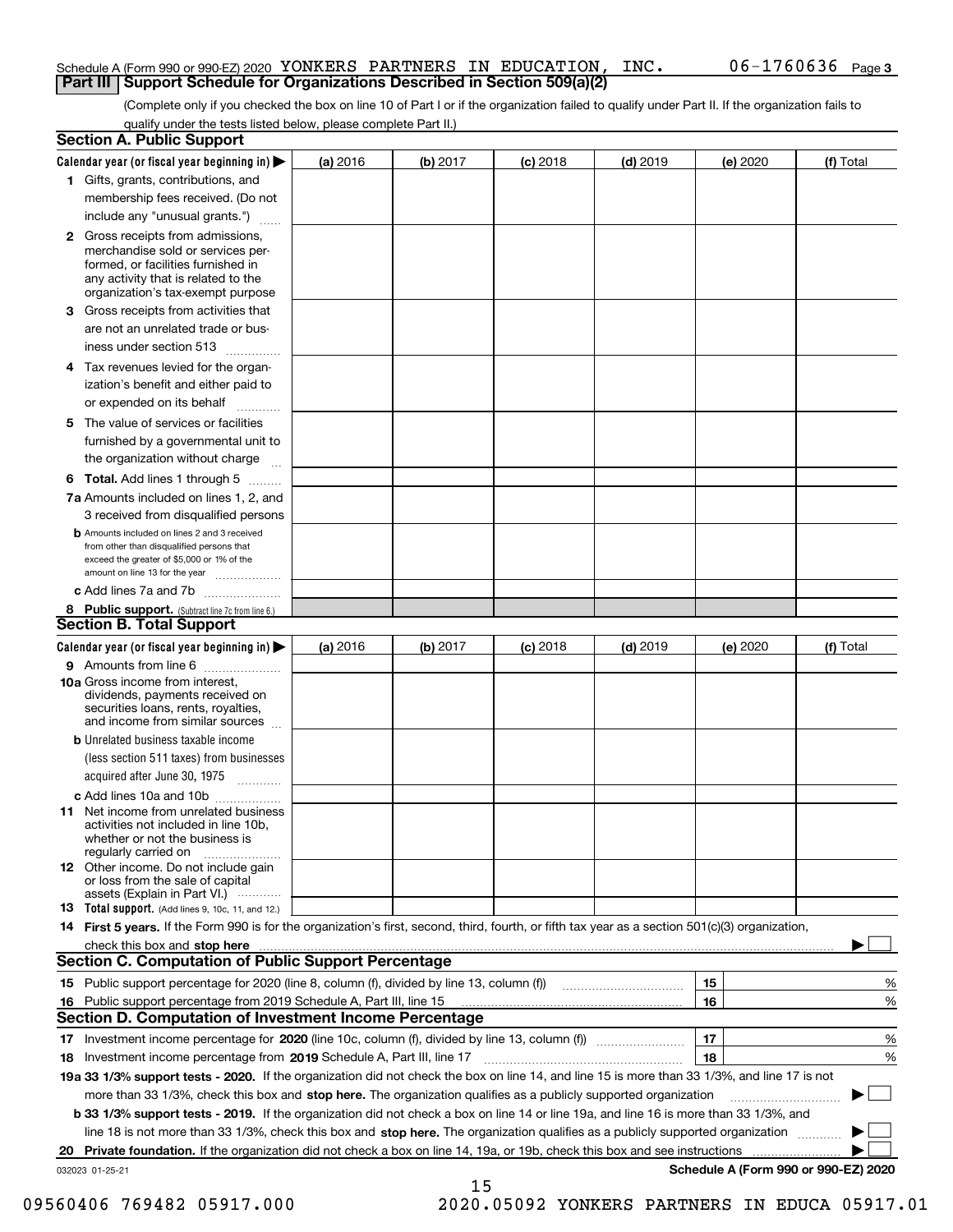Schedule A (Form 990 or 990-EZ) 2020 YONKERS PARTNERS IN EDUCATION, INC. 06-1760636 Page 3

**Part III | Support Schedule for Organizations Described in Section 509(a)(2)**

(Complete only if you checked the box on line 10 of Part I or if the organization failed to qualify under Part II. If the organization fails to qualify under the tests listed below, please complete Part II.)

## Section A. Public Support

| Calendar year (or fiscal year beginning in) ▶ | (a) 2016 | (b) 2017 | (c) 2018 | (d) 2019 | (e) 2020 | (f) Total |
|---|---|---|---|---|---|---|
| 1 Gifts, grants, contributions, and membership fees received. (Do not include any "unusual grants.") | | | | | | |
| 2 Gross receipts from admissions, merchandise sold or services performed, or facilities furnished in any activity that is related to the organization's tax-exempt purpose | | | | | | |
| 3 Gross receipts from activities that are not an unrelated trade or business under section 513 | | | | | | |
| 4 Tax revenues levied for the organization's benefit and either paid to or expended on its behalf | | | | | | |
| 5 The value of services or facilities furnished by a governmental unit to the organization without charge | | | | | | |
| 6 **Total.** Add lines 1 through 5 | | | | | | |
| 7a Amounts included on lines 1, 2, and 3 received from disqualified persons | | | | | | |
| b Amounts included on lines 2 and 3 received from other than disqualified persons that exceed the greater of $5,000 or 1% of the amount on line 13 for the year | | | | | | |
| c Add lines 7a and 7b | | | | | | |
| 8 **Public support.** (Subtract line 7c from line 6.) | | | | | | |

## Section B. Total Support

| Calendar year (or fiscal year beginning in) ▶ | (a) 2016 | (b) 2017 | (c) 2018 | (d) 2019 | (e) 2020 | (f) Total |
|---|---|---|---|---|---|---|
| 9 Amounts from line 6 | | | | | | |
| 10a Gross income from interest, dividends, payments received on securities loans, rents, royalties, and income from similar sources | | | | | | |
| b Unrelated business taxable income (less section 511 taxes) from businesses acquired after June 30, 1975 | | | | | | |
| c Add lines 10a and 10b | | | | | | |
| 11 Net income from unrelated business activities not included in line 10b, whether or not the business is regularly carried on | | | | | | |
| 12 Other income. Do not include gain or loss from the sale of capital assets (Explain in Part VI.) | | | | | | |
| 13 **Total support.** (Add lines 9, 10c, 11, and 12.) | | | | | | |

14 **First 5 years.** If the Form 990 is for the organization's first, second, third, fourth, or fifth tax year as a section 501(c)(3) organization, check this box and **stop here** ▶ ☐

## Section C. Computation of Public Support Percentage

| | | | |
|---|---|---|---|
| 15 | Public support percentage for 2020 (line 8, column (f), divided by line 13, column (f)) | 15 | % |
| 16 | Public support percentage from 2019 Schedule A, Part III, line 15 | 16 | % |

## Section D. Computation of Investment Income Percentage

| | | | |
|---|---|---|---|
| 17 | Investment income percentage for **2020** (line 10c, column (f), divided by line 13, column (f)) | 17 | % |
| 18 | Investment income percentage from **2019** Schedule A, Part III, line 17 | 18 | % |

**19a 33 1/3% support tests - 2020.** If the organization did not check the box on line 14, and line 15 is more than 33 1/3%, and line 17 is not more than 33 1/3%, check this box and **stop here.** The organization qualifies as a publicly supported organization ▶ ☐

**b 33 1/3% support tests - 2019.** If the organization did not check a box on line 14 or line 19a, and line 16 is more than 33 1/3%, and line 18 is not more than 33 1/3%, check this box and **stop here.** The organization qualifies as a publicly supported organization ▶ ☐

**20 Private foundation.** If the organization did not check a box on line 14, 19a, or 19b, check this box and see instructions ▶ ☐

032023 01-25-21 **Schedule A (Form 990 or 990-EZ) 2020**

09560406 769482 05917.000 2020.05092 YONKERS PARTNERS IN EDUCA 05917.01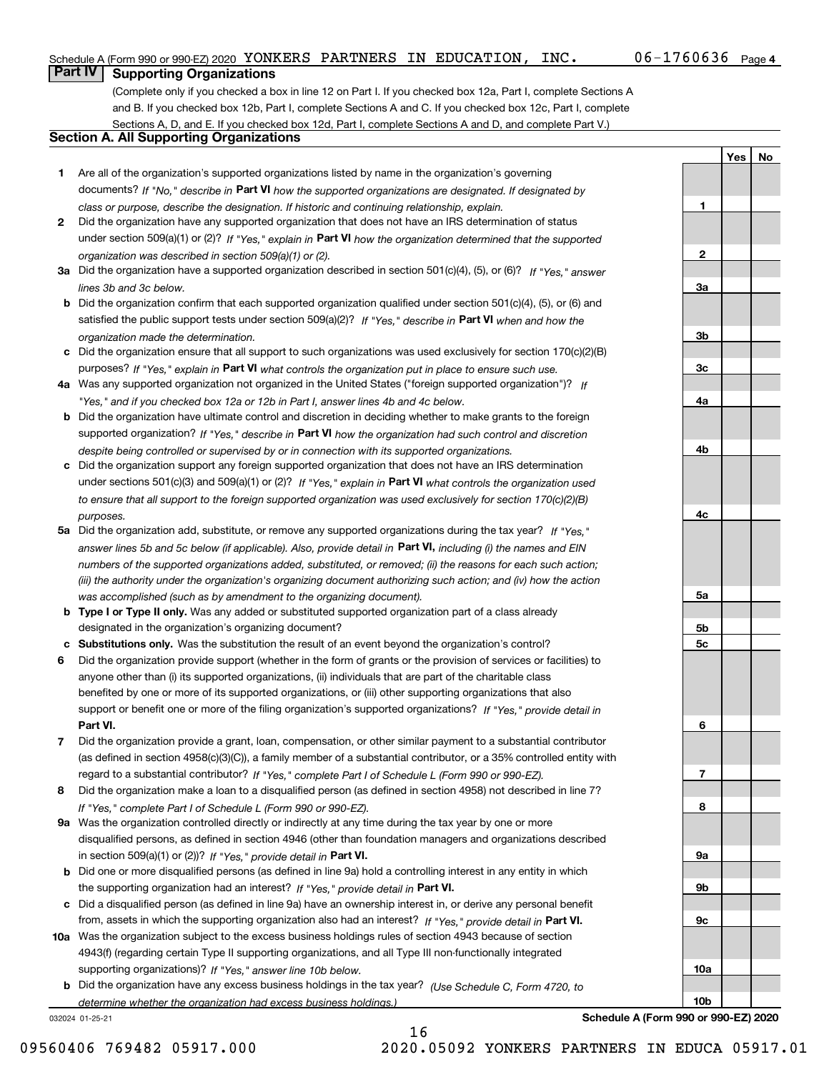Schedule A (Form 990 or 990-EZ) 2020 YONKERS PARTNERS IN EDUCATION, INC. 06-1760636 Page 4

## Part IV Supporting Organizations

(Complete only if you checked a box in line 12 on Part I. If you checked box 12a, Part I, complete Sections A and B. If you checked box 12b, Part I, complete Sections A and C. If you checked box 12c, Part I, complete Sections A, D, and E. If you checked box 12d, Part I, complete Sections A and D, and complete Part V.)

### Section A. All Supporting Organizations

| | | | Yes | No |
|---|---|---|---|---|
| **1** | Are all of the organization's supported organizations listed by name in the organization's governing documents? *If "No," describe in* **Part VI** *how the supported organizations are designated. If designated by class or purpose, describe the designation. If historic and continuing relationship, explain.* | **1** | | |
| **2** | Did the organization have any supported organization that does not have an IRS determination of status under section 509(a)(1) or (2)? *If "Yes," explain in* **Part VI** *how the organization determined that the supported organization was described in section 509(a)(1) or (2).* | **2** | | |
| **3a** | Did the organization have a supported organization described in section 501(c)(4), (5), or (6)? *If "Yes," answer lines 3b and 3c below.* | **3a** | | |
| **b** | Did the organization confirm that each supported organization qualified under section 501(c)(4), (5), or (6) and satisfied the public support tests under section 509(a)(2)? *If "Yes," describe in* **Part VI** *when and how the organization made the determination.* | **3b** | | |
| **c** | Did the organization ensure that all support to such organizations was used exclusively for section 170(c)(2)(B) purposes? *If "Yes," explain in* **Part VI** *what controls the organization put in place to ensure such use.* | **3c** | | |
| **4a** | Was any supported organization not organized in the United States ("foreign supported organization")? *If "Yes," and if you checked box 12a or 12b in Part I, answer lines 4b and 4c below.* | **4a** | | |
| **b** | Did the organization have ultimate control and discretion in deciding whether to make grants to the foreign supported organization? *If "Yes," describe in* **Part VI** *how the organization had such control and discretion despite being controlled or supervised by or in connection with its supported organizations.* | **4b** | | |
| **c** | Did the organization support any foreign supported organization that does not have an IRS determination under sections 501(c)(3) and 509(a)(1) or (2)? *If "Yes," explain in* **Part VI** *what controls the organization used to ensure that all support to the foreign supported organization was used exclusively for section 170(c)(2)(B) purposes.* | **4c** | | |
| **5a** | Did the organization add, substitute, or remove any supported organizations during the tax year? *If "Yes," answer lines 5b and 5c below (if applicable). Also, provide detail in* **Part VI,** *including (i) the names and EIN numbers of the supported organizations added, substituted, or removed; (ii) the reasons for each such action; (iii) the authority under the organization's organizing document authorizing such action; and (iv) how the action was accomplished (such as by amendment to the organizing document).* | **5a** | | |
| **b** | **Type I or Type II only.** Was any added or substituted supported organization part of a class already designated in the organization's organizing document? | **5b** | | |
| **c** | **Substitutions only.** Was the substitution the result of an event beyond the organization's control? | **5c** | | |
| **6** | Did the organization provide support (whether in the form of grants or the provision of services or facilities) to anyone other than (i) its supported organizations, (ii) individuals that are part of the charitable class benefited by one or more of its supported organizations, or (iii) other supporting organizations that also support or benefit one or more of the filing organization's supported organizations? *If "Yes," provide detail in* **Part VI.** | **6** | | |
| **7** | Did the organization provide a grant, loan, compensation, or other similar payment to a substantial contributor (as defined in section 4958(c)(3)(C)), a family member of a substantial contributor, or a 35% controlled entity with regard to a substantial contributor? *If "Yes," complete Part I of Schedule L (Form 990 or 990-EZ).* | **7** | | |
| **8** | Did the organization make a loan to a disqualified person (as defined in section 4958) not described in line 7? *If "Yes," complete Part I of Schedule L (Form 990 or 990-EZ).* | **8** | | |
| **9a** | Was the organization controlled directly or indirectly at any time during the tax year by one or more disqualified persons, as defined in section 4946 (other than foundation managers and organizations described in section 509(a)(1) or (2))? *If "Yes," provide detail in* **Part VI.** | **9a** | | |
| **b** | Did one or more disqualified persons (as defined in line 9a) hold a controlling interest in any entity in which the supporting organization had an interest? *If "Yes," provide detail in* **Part VI.** | **9b** | | |
| **c** | Did a disqualified person (as defined in line 9a) have an ownership interest in, or derive any personal benefit from, assets in which the supporting organization also had an interest? *If "Yes," provide detail in* **Part VI.** | **9c** | | |
| **10a** | Was the organization subject to the excess business holdings rules of section 4943 because of section 4943(f) (regarding certain Type II supporting organizations, and all Type III non-functionally integrated supporting organizations)? *If "Yes," answer line 10b below.* | **10a** | | |
| **b** | Did the organization have any excess business holdings in the tax year? *(Use Schedule C, Form 4720, to determine whether the organization had excess business holdings.)* | **10b** | | |

032024 01-25-21 **Schedule A (Form 990 or 990-EZ) 2020**

09560406 769482 05917.000 2020.05092 YONKERS PARTNERS IN EDUCA 05917.01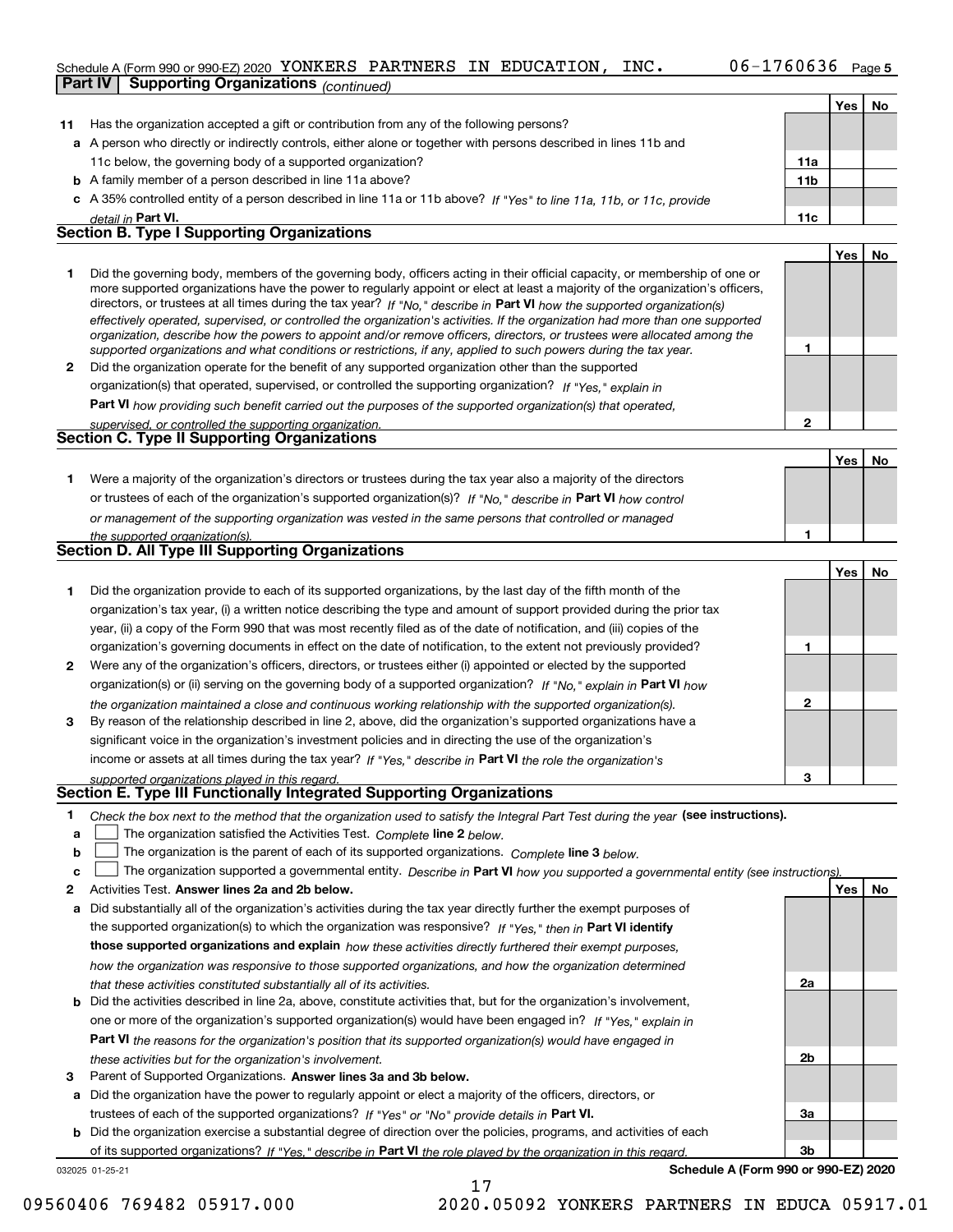Schedule A (Form 990 or 990-EZ) 2020 YONKERS PARTNERS IN EDUCATION, INC. 06-1760636 Page 5

**Part IV | Supporting Organizations** *(continued)*

| | | | Yes | No |
|---|---|---|---|---|
| **11** | Has the organization accepted a gift or contribution from any of the following persons? | | | |
| **a** | A person who directly or indirectly controls, either alone or together with persons described in lines 11b and 11c below, the governing body of a supported organization? | **11a** | | |
| **b** | A family member of a person described in line 11a above? | **11b** | | |
| **c** | A 35% controlled entity of a person described in line 11a or 11b above? *If "Yes" to line 11a, 11b, or 11c, provide detail in* **Part VI.** | **11c** | | |

**Section B. Type I Supporting Organizations**

| | | | Yes | No |
|---|---|---|---|---|
| **1** | Did the governing body, members of the governing body, officers acting in their official capacity, or membership of one or more supported organizations have the power to regularly appoint or elect at least a majority of the organization's officers, directors, or trustees at all times during the tax year? *If "No," describe in* **Part VI** *how the supported organization(s) effectively operated, supervised, or controlled the organization's activities. If the organization had more than one supported organization, describe how the powers to appoint and/or remove officers, directors, or trustees were allocated among the supported organizations and what conditions or restrictions, if any, applied to such powers during the tax year.* | **1** | | |
| **2** | Did the organization operate for the benefit of any supported organization other than the supported organization(s) that operated, supervised, or controlled the supporting organization? *If "Yes," explain in* **Part VI** *how providing such benefit carried out the purposes of the supported organization(s) that operated, supervised, or controlled the supporting organization.* | **2** | | |

**Section C. Type II Supporting Organizations**

| | | | Yes | No |
|---|---|---|---|---|
| **1** | Were a majority of the organization's directors or trustees during the tax year also a majority of the directors or trustees of each of the organization's supported organization(s)? *If "No," describe in* **Part VI** *how control or management of the supporting organization was vested in the same persons that controlled or managed the supported organization(s).* | **1** | | |

**Section D. All Type III Supporting Organizations**

| | | | Yes | No |
|---|---|---|---|---|
| **1** | Did the organization provide to each of its supported organizations, by the last day of the fifth month of the organization's tax year, (i) a written notice describing the type and amount of support provided during the prior tax year, (ii) a copy of the Form 990 that was most recently filed as of the date of notification, and (iii) copies of the organization's governing documents in effect on the date of notification, to the extent not previously provided? | **1** | | |
| **2** | Were any of the organization's officers, directors, or trustees either (i) appointed or elected by the supported organization(s) or (ii) serving on the governing body of a supported organization? *If "No," explain in* **Part VI** *how the organization maintained a close and continuous working relationship with the supported organization(s).* | **2** | | |
| **3** | By reason of the relationship described in line 2, above, did the organization's supported organizations have a significant voice in the organization's investment policies and in directing the use of the organization's income or assets at all times during the tax year? *If "Yes," describe in* **Part VI** *the role the organization's supported organizations played in this regard.* | **3** | | |

**Section E. Type III Functionally Integrated Supporting Organizations**

**1** *Check the box next to the method that the organization used to satisfy the Integral Part Test during the year* **(see instructions).**

**a** ☐ The organization satisfied the Activities Test. *Complete* **line 2** *below.*

**b** ☐ The organization is the parent of each of its supported organizations. *Complete* **line 3** *below.*

**c** ☐ The organization supported a governmental entity. *Describe in* **Part VI** *how you supported a governmental entity (see instructions).*

| | | | Yes | No |
|---|---|---|---|---|
| **2** | Activities Test. **Answer lines 2a and 2b below.** | | | |
| **a** | Did substantially all of the organization's activities during the tax year directly further the exempt purposes of the supported organization(s) to which the organization was responsive? *If "Yes," then in* **Part VI identify those supported organizations and explain** *how these activities directly furthered their exempt purposes, how the organization was responsive to those supported organizations, and how the organization determined that these activities constituted substantially all of its activities.* | **2a** | | |
| **b** | Did the activities described in line 2a, above, constitute activities that, but for the organization's involvement, one or more of the organization's supported organization(s) would have been engaged in? *If "Yes," explain in* **Part VI** *the reasons for the organization's position that its supported organization(s) would have engaged in these activities but for the organization's involvement.* | **2b** | | |
| **3** | Parent of Supported Organizations. **Answer lines 3a and 3b below.** | | | |
| **a** | Did the organization have the power to regularly appoint or elect a majority of the officers, directors, or trustees of each of the supported organizations? *If "Yes" or "No" provide details in* **Part VI.** | **3a** | | |
| **b** | Did the organization exercise a substantial degree of direction over the policies, programs, and activities of each of its supported organizations? *If "Yes," describe in* **Part VI** *the role played by the organization in this regard.* | **3b** | | |

032025 01-25-21 **Schedule A (Form 990 or 990-EZ) 2020**

09560406 769482 05917.000 2020.05092 YONKERS PARTNERS IN EDUCA 05917.01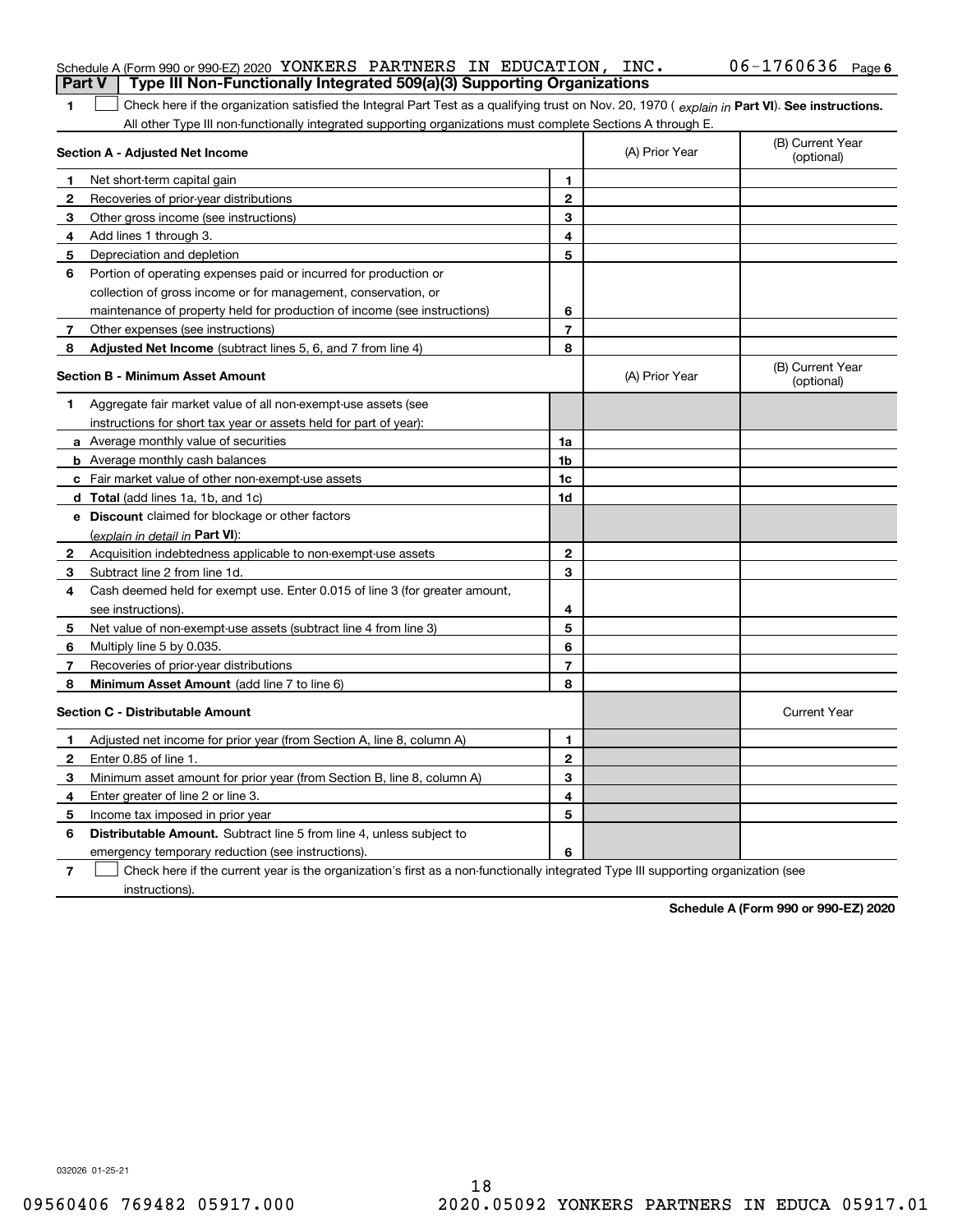Schedule A (Form 990 or 990-EZ) 2020 YONKERS PARTNERS IN EDUCATION, INC. 06-1760636 Page 6

## Part V | Type III Non-Functionally Integrated 509(a)(3) Supporting Organizations

**1** ☐ Check here if the organization satisfied the Integral Part Test as a qualifying trust on Nov. 20, 1970 ( *explain in* **Part VI**). **See instructions.** All other Type III non-functionally integrated supporting organizations must complete Sections A through E.

| **Section A - Adjusted Net Income** | | | (A) Prior Year | (B) Current Year (optional) |
|---|---|---|---|---|
| **1** | Net short-term capital gain | **1** | | |
| **2** | Recoveries of prior-year distributions | **2** | | |
| **3** | Other gross income (see instructions) | **3** | | |
| **4** | Add lines 1 through 3. | **4** | | |
| **5** | Depreciation and depletion | **5** | | |
| **6** | Portion of operating expenses paid or incurred for production or collection of gross income or for management, conservation, or maintenance of property held for production of income (see instructions) | **6** | | |
| **7** | Other expenses (see instructions) | **7** | | |
| **8** | **Adjusted Net Income** (subtract lines 5, 6, and 7 from line 4) | **8** | | |

| **Section B - Minimum Asset Amount** | | | (A) Prior Year | (B) Current Year (optional) |
|---|---|---|---|---|
| **1** | Aggregate fair market value of all non-exempt-use assets (see instructions for short tax year or assets held for part of year): | | | |
| **a** | Average monthly value of securities | **1a** | | |
| **b** | Average monthly cash balances | **1b** | | |
| **c** | Fair market value of other non-exempt-use assets | **1c** | | |
| **d** | **Total** (add lines 1a, 1b, and 1c) | **1d** | | |
| **e** | **Discount** claimed for blockage or other factors (*explain in detail in* **Part VI**): | | | |
| **2** | Acquisition indebtedness applicable to non-exempt-use assets | **2** | | |
| **3** | Subtract line 2 from line 1d. | **3** | | |
| **4** | Cash deemed held for exempt use. Enter 0.015 of line 3 (for greater amount, see instructions). | **4** | | |
| **5** | Net value of non-exempt-use assets (subtract line 4 from line 3) | **5** | | |
| **6** | Multiply line 5 by 0.035. | **6** | | |
| **7** | Recoveries of prior-year distributions | **7** | | |
| **8** | **Minimum Asset Amount** (add line 7 to line 6) | **8** | | |

| **Section C - Distributable Amount** | | | | Current Year |
|---|---|---|---|---|
| **1** | Adjusted net income for prior year (from Section A, line 8, column A) | **1** | | |
| **2** | Enter 0.85 of line 1. | **2** | | |
| **3** | Minimum asset amount for prior year (from Section B, line 8, column A) | **3** | | |
| **4** | Enter greater of line 2 or line 3. | **4** | | |
| **5** | Income tax imposed in prior year | **5** | | |
| **6** | **Distributable Amount.** Subtract line 5 from line 4, unless subject to emergency temporary reduction (see instructions). | **6** | | |

**7** ☐ Check here if the current year is the organization's first as a non-functionally integrated Type III supporting organization (see instructions).

**Schedule A (Form 990 or 990-EZ) 2020**

032026 01-25-21

09560406 769482 05917.000 2020.05092 YONKERS PARTNERS IN EDUCA 05917.01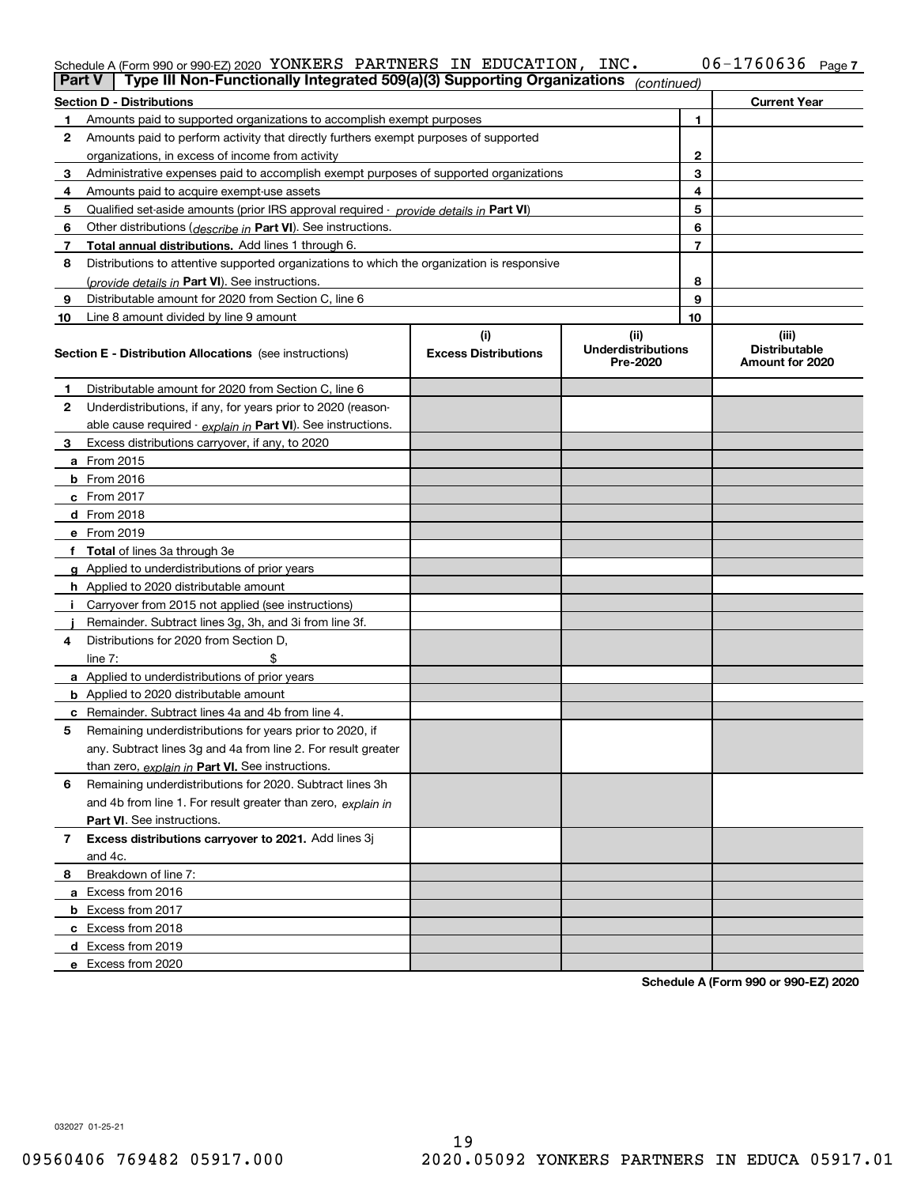Schedule A (Form 990 or 990-EZ) 2020 YONKERS PARTNERS IN EDUCATION, INC. 06-1760636 Page 7

**Part V | Type III Non-Functionally Integrated 509(a)(3) Supporting Organizations** *(continued)*

| Section D - Distributions | | | Current Year |
|---|---|---|---|
| 1 | Amounts paid to supported organizations to accomplish exempt purposes | 1 | |
| 2 | Amounts paid to perform activity that directly furthers exempt purposes of supported organizations, in excess of income from activity | 2 | |
| 3 | Administrative expenses paid to accomplish exempt purposes of supported organizations | 3 | |
| 4 | Amounts paid to acquire exempt-use assets | 4 | |
| 5 | Qualified set-aside amounts (prior IRS approval required - *provide details in* **Part VI**) | 5 | |
| 6 | Other distributions (*describe in* **Part VI**). See instructions. | 6 | |
| 7 | **Total annual distributions.** Add lines 1 through 6. | 7 | |
| 8 | Distributions to attentive supported organizations to which the organization is responsive (*provide details in* **Part VI**). See instructions. | 8 | |
| 9 | Distributable amount for 2020 from Section C, line 6 | 9 | |
| 10 | Line 8 amount divided by line 9 amount | 10 | |

| | **Section E - Distribution Allocations** (see instructions) | (i) Excess Distributions | (ii) Underdistributions Pre-2020 | (iii) Distributable Amount for 2020 |
|---|---|---|---|---|
| 1 | Distributable amount for 2020 from Section C, line 6 | | | |
| 2 | Underdistributions, if any, for years prior to 2020 (reasonable cause required - *explain in* **Part VI**). See instructions. | | | |
| 3 | Excess distributions carryover, if any, to 2020 | | | |
| a | From 2015 | | | |
| b | From 2016 | | | |
| c | From 2017 | | | |
| d | From 2018 | | | |
| e | From 2019 | | | |
| f | **Total** of lines 3a through 3e | | | |
| g | Applied to underdistributions of prior years | | | |
| h | Applied to 2020 distributable amount | | | |
| i | Carryover from 2015 not applied (see instructions) | | | |
| j | Remainder. Subtract lines 3g, 3h, and 3i from line 3f. | | | |
| 4 | Distributions for 2020 from Section D, line 7: $ | | | |
| a | Applied to underdistributions of prior years | | | |
| b | Applied to 2020 distributable amount | | | |
| c | Remainder. Subtract lines 4a and 4b from line 4. | | | |
| 5 | Remaining underdistributions for years prior to 2020, if any. Subtract lines 3g and 4a from line 2. For result greater than zero, *explain in* **Part VI**. See instructions. | | | |
| 6 | Remaining underdistributions for 2020. Subtract lines 3h and 4b from line 1. For result greater than zero, *explain in* **Part VI**. See instructions. | | | |
| 7 | **Excess distributions carryover to 2021.** Add lines 3j and 4c. | | | |
| 8 | Breakdown of line 7: | | | |
| a | Excess from 2016 | | | |
| b | Excess from 2017 | | | |
| c | Excess from 2018 | | | |
| d | Excess from 2019 | | | |
| e | Excess from 2020 | | | |

**Schedule A (Form 990 or 990-EZ) 2020**

032027 01-25-21

09560406 769482 05917.000 2020.05092 YONKERS PARTNERS IN EDUCA 05917.01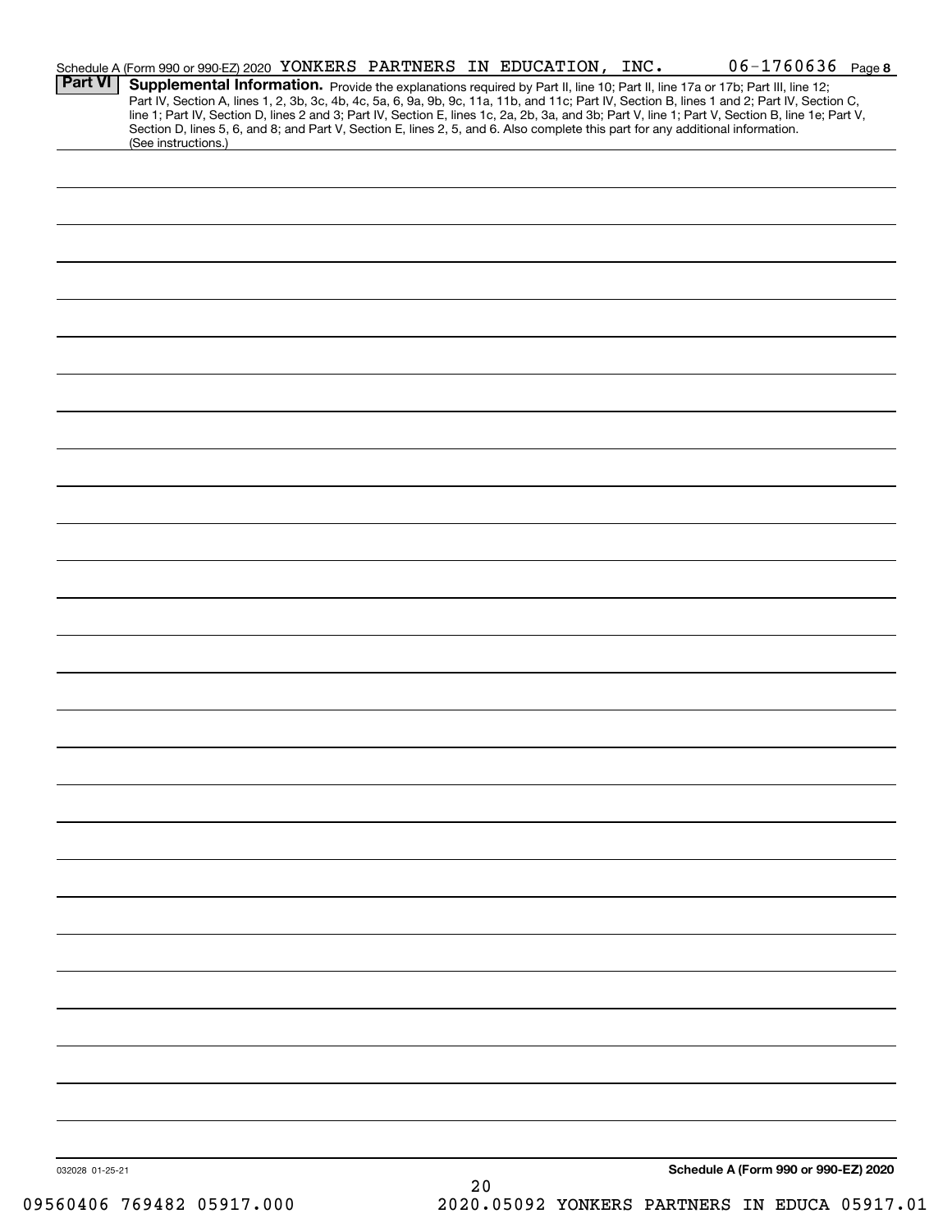Schedule A (Form 990 or 990-EZ) 2020 YONKERS PARTNERS IN EDUCATION, INC. 06-1760636 Page 8

**Part VI** **Supplemental Information.** Provide the explanations required by Part II, line 10; Part II, line 17a or 17b; Part III, line 12; Part IV, Section A, lines 1, 2, 3b, 3c, 4b, 4c, 5a, 6, 9a, 9b, 9c, 11a, 11b, and 11c; Part IV, Section B, lines 1 and 2; Part IV, Section C, line 1; Part IV, Section D, lines 2 and 3; Part IV, Section E, lines 1c, 2a, 2b, 3a, and 3b; Part V, line 1; Part V, Section B, line 1e; Part V, Section D, lines 5, 6, and 8; and Part V, Section E, lines 2, 5, and 6. Also complete this part for any additional information. (See instructions.)

032028 01-25-21

**Schedule A (Form 990 or 990-EZ) 2020**

09560406 769482 05917.000 2020.05092 YONKERS PARTNERS IN EDUCA 05917.01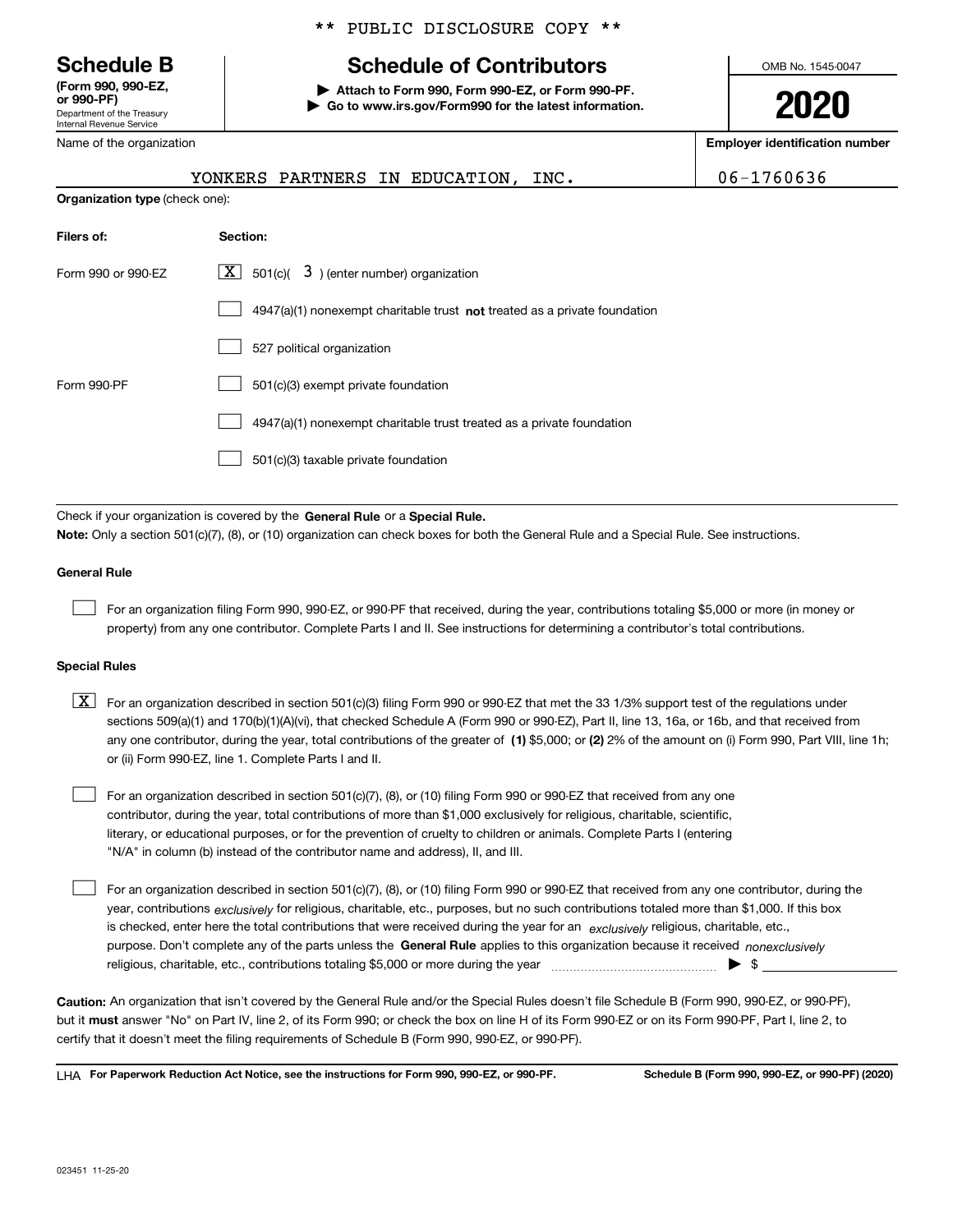** PUBLIC DISCLOSURE COPY **

# Schedule B

**(Form 990, 990-EZ, or 990-PF)**
Department of the Treasury
Internal Revenue Service

## Schedule of Contributors

▶ **Attach to Form 990, Form 990-EZ, or Form 990-PF.**
▶ **Go to www.irs.gov/Form990 for the latest information.**

OMB No. 1545-0047

**2020**

| Name of the organization | Employer identification number |
| --- | --- |
| YONKERS PARTNERS IN EDUCATION, INC. | 06-1760636 |

**Organization type** (check one):

| Filers of: | Section: |
| --- | --- |
| Form 990 or 990-EZ | [X] 501(c)( 3 ) (enter number) organization |
| | [ ] 4947(a)(1) nonexempt charitable trust **not** treated as a private foundation |
| | [ ] 527 political organization |
| Form 990-PF | [ ] 501(c)(3) exempt private foundation |
| | [ ] 4947(a)(1) nonexempt charitable trust treated as a private foundation |
| | [ ] 501(c)(3) taxable private foundation |

Check if your organization is covered by the **General Rule** or a **Special Rule.**

**Note:** Only a section 501(c)(7), (8), or (10) organization can check boxes for both the General Rule and a Special Rule. See instructions.

**General Rule**

[ ] For an organization filing Form 990, 990-EZ, or 990-PF that received, during the year, contributions totaling $5,000 or more (in money or property) from any one contributor. Complete Parts I and II. See instructions for determining a contributor's total contributions.

**Special Rules**

[X] For an organization described in section 501(c)(3) filing Form 990 or 990-EZ that met the 33 1/3% support test of the regulations under sections 509(a)(1) and 170(b)(1)(A)(vi), that checked Schedule A (Form 990 or 990-EZ), Part II, line 13, 16a, or 16b, and that received from any one contributor, during the year, total contributions of the greater of **(1)** $5,000; or **(2)** 2% of the amount on (i) Form 990, Part VIII, line 1h; or (ii) Form 990-EZ, line 1. Complete Parts I and II.

[ ] For an organization described in section 501(c)(7), (8), or (10) filing Form 990 or 990-EZ that received from any one contributor, during the year, total contributions of more than $1,000 exclusively for religious, charitable, scientific, literary, or educational purposes, or for the prevention of cruelty to children or animals. Complete Parts I (entering "N/A" in column (b) instead of the contributor name and address), II, and III.

[ ] For an organization described in section 501(c)(7), (8), or (10) filing Form 990 or 990-EZ that received from any one contributor, during the year, contributions *exclusively* for religious, charitable, etc., purposes, but no such contributions totaled more than $1,000. If this box is checked, enter here the total contributions that were received during the year for an *exclusively* religious, charitable, etc., purpose. Don't complete any of the parts unless the **General Rule** applies to this organization because it received *nonexclusively* religious, charitable, etc., contributions totaling $5,000 or more during the year ▶ $

**Caution:** An organization that isn't covered by the General Rule and/or the Special Rules doesn't file Schedule B (Form 990, 990-EZ, or 990-PF), but it **must** answer "No" on Part IV, line 2, of its Form 990; or check the box on line H of its Form 990-EZ or on its Form 990-PF, Part I, line 2, to certify that it doesn't meet the filing requirements of Schedule B (Form 990, 990-EZ, or 990-PF).

LHA **For Paperwork Reduction Act Notice, see the instructions for Form 990, 990-EZ, or 990-PF.** **Schedule B (Form 990, 990-EZ, or 990-PF) (2020)**

023451 11-25-20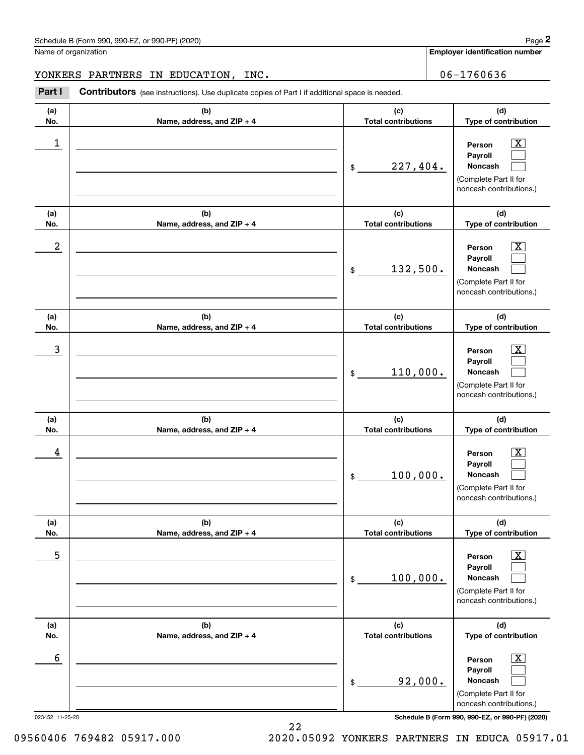Schedule B (Form 990, 990-EZ, or 990-PF) (2020) Page **2**

Name of organization: YONKERS PARTNERS IN EDUCATION, INC.

Employer identification number: 06-1760636

**Part I** **Contributors** (see instructions). Use duplicate copies of Part I if additional space is needed.

| (a) No. | (b) Name, address, and ZIP + 4 | (c) Total contributions | (d) Type of contribution |
|---|---|---|---|
| 1 | | $ 227,404. | Person [X] Payroll [ ] Noncash [ ] (Complete Part II for noncash contributions.) |
| 2 | | $ 132,500. | Person [X] Payroll [ ] Noncash [ ] (Complete Part II for noncash contributions.) |
| 3 | | $ 110,000. | Person [X] Payroll [ ] Noncash [ ] (Complete Part II for noncash contributions.) |
| 4 | | $ 100,000. | Person [X] Payroll [ ] Noncash [ ] (Complete Part II for noncash contributions.) |
| 5 | | $ 100,000. | Person [X] Payroll [ ] Noncash [ ] (Complete Part II for noncash contributions.) |
| 6 | | $ 92,000. | Person [X] Payroll [ ] Noncash [ ] (Complete Part II for noncash contributions.) |

023452 11-25-20 **Schedule B (Form 990, 990-EZ, or 990-PF) (2020)**

09560406 769482 05917.000 2020.05092 YONKERS PARTNERS IN EDUCA 05917.01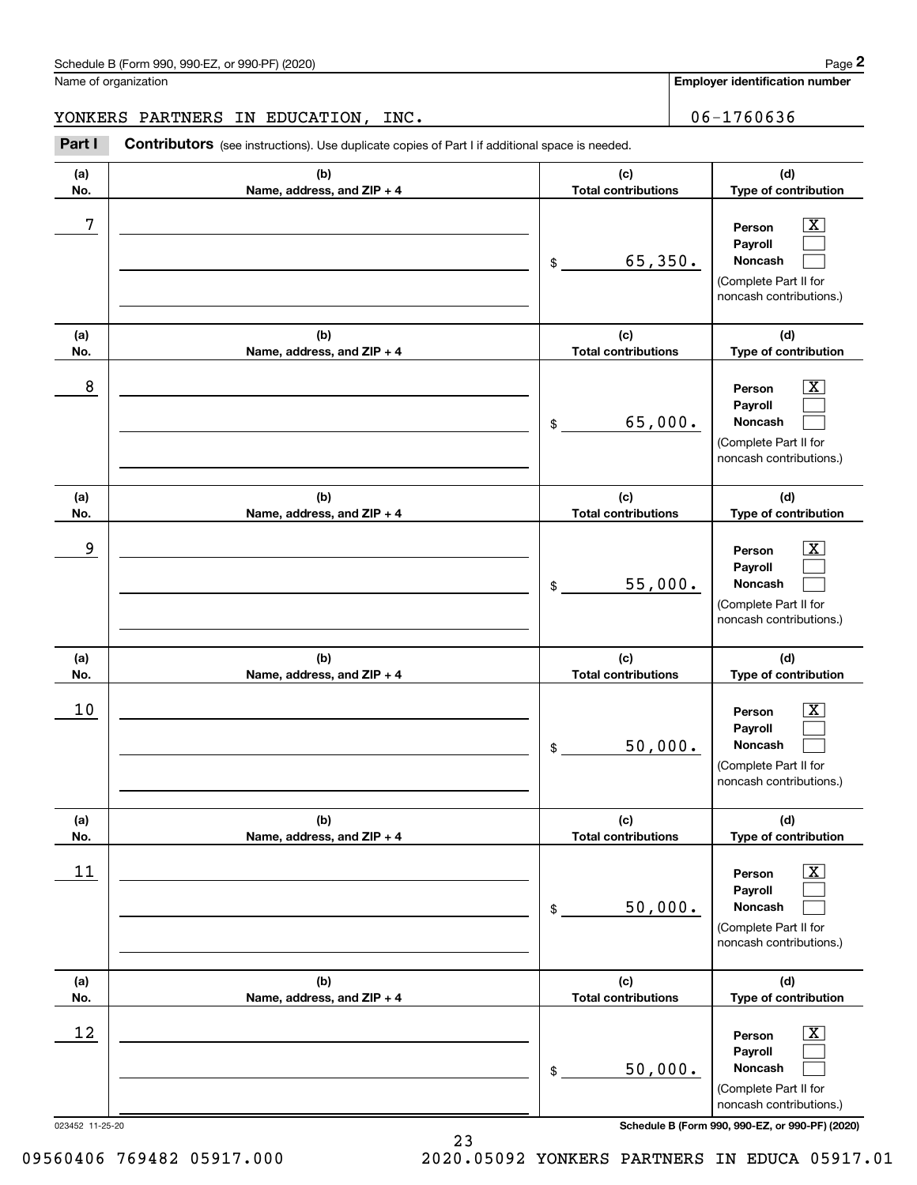Schedule B (Form 990, 990-EZ, or 990-PF) (2020)

Name of organization: YONKERS PARTNERS IN EDUCATION, INC.

Employer identification number: 06-1760636

**Part I** **Contributors** (see instructions). Use duplicate copies of Part I if additional space is needed.

| (a) No. | (b) Name, address, and ZIP + 4 | (c) Total contributions | (d) Type of contribution |
|---|---|---|---|
| 7 | | $ 65,350. | Person [X] Payroll [ ] Noncash [ ] (Complete Part II for noncash contributions.) |
| 8 | | $ 65,000. | Person [X] Payroll [ ] Noncash [ ] (Complete Part II for noncash contributions.) |
| 9 | | $ 55,000. | Person [X] Payroll [ ] Noncash [ ] (Complete Part II for noncash contributions.) |
| 10 | | $ 50,000. | Person [X] Payroll [ ] Noncash [ ] (Complete Part II for noncash contributions.) |
| 11 | | $ 50,000. | Person [X] Payroll [ ] Noncash [ ] (Complete Part II for noncash contributions.) |
| 12 | | $ 50,000. | Person [X] Payroll [ ] Noncash [ ] (Complete Part II for noncash contributions.) |

023452 11-25-20

09560406 769482 05917.000 2020.05092 YONKERS PARTNERS IN EDUCA 05917.01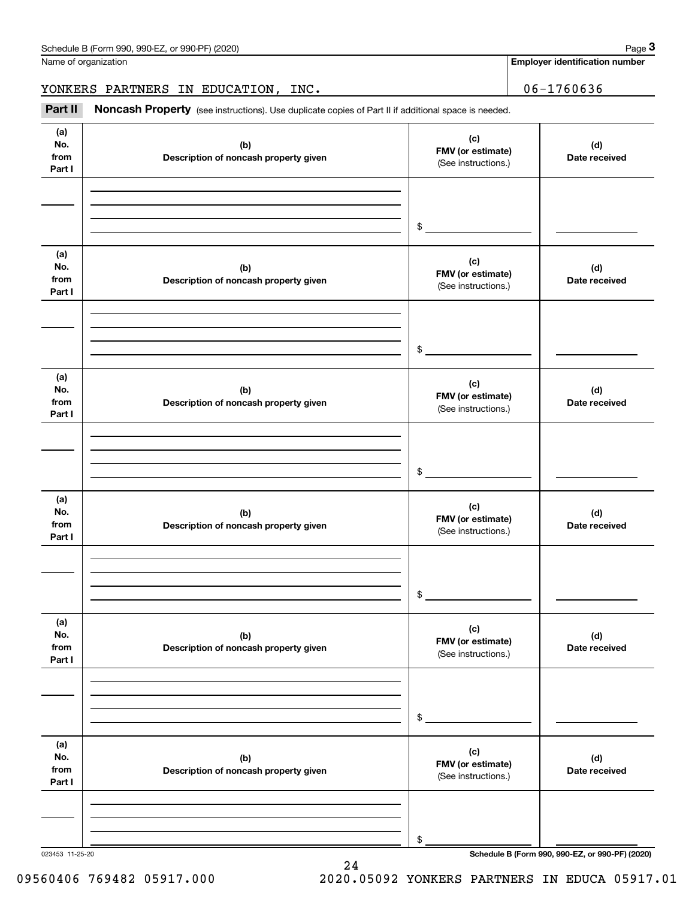Name of organization

YONKERS PARTNERS IN EDUCATION, INC.

**Employer identification number**

06-1760636

**Part II** **Noncash Property** (see instructions). Use duplicate copies of Part II if additional space is needed.

| (a) No. from Part I | (b) Description of noncash property given | (c) FMV (or estimate) (See instructions.) | (d) Date received |
|---|---|---|---|
| | | $ | |

| (a) No. from Part I | (b) Description of noncash property given | (c) FMV (or estimate) (See instructions.) | (d) Date received |
|---|---|---|---|
| | | $ | |

| (a) No. from Part I | (b) Description of noncash property given | (c) FMV (or estimate) (See instructions.) | (d) Date received |
|---|---|---|---|
| | | $ | |

| (a) No. from Part I | (b) Description of noncash property given | (c) FMV (or estimate) (See instructions.) | (d) Date received |
|---|---|---|---|
| | | $ | |

| (a) No. from Part I | (b) Description of noncash property given | (c) FMV (or estimate) (See instructions.) | (d) Date received |
|---|---|---|---|
| | | $ | |

| (a) No. from Part I | (b) Description of noncash property given | (c) FMV (or estimate) (See instructions.) | (d) Date received |
|---|---|---|---|
| | | $ | |

023453 11-25-20

**Schedule B (Form 990, 990-EZ, or 990-PF) (2020)**

09560406 769482 05917.000 2020.05092 YONKERS PARTNERS IN EDUCA 05917.01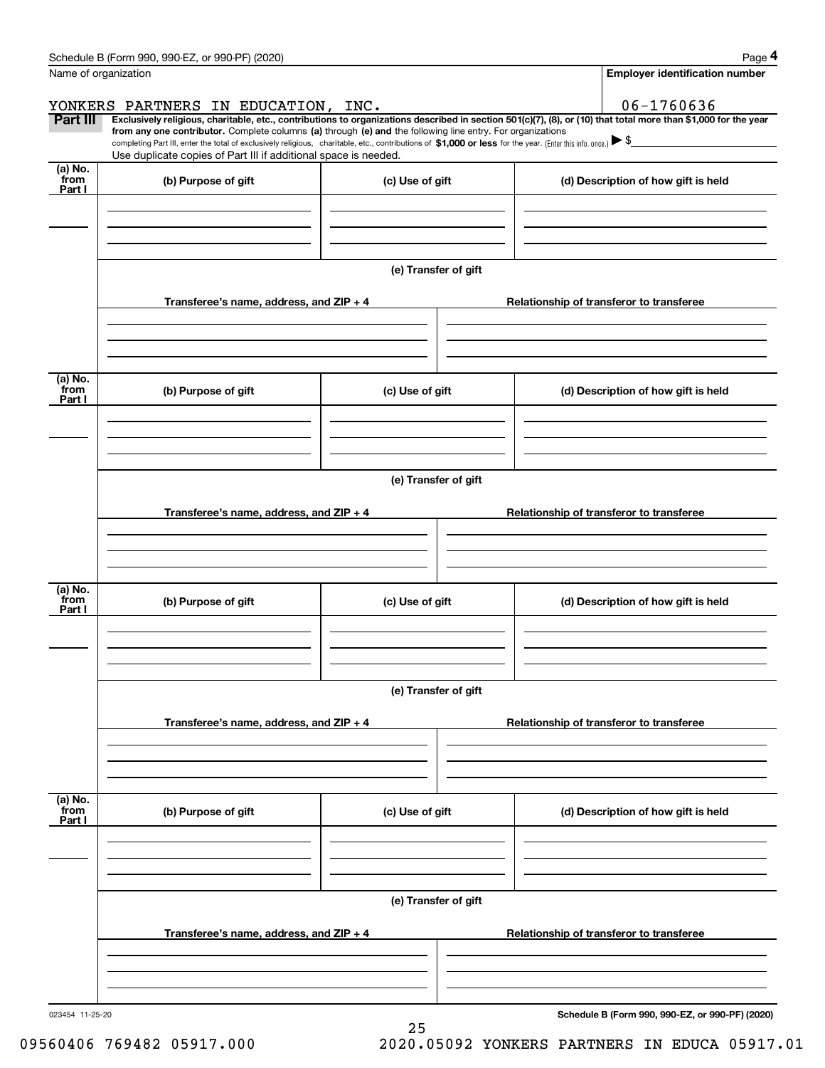Name of organization

**Employer identification number**

YONKERS PARTNERS IN EDUCATION, INC.

06-1760636

**Part III** **Exclusively religious, charitable, etc., contributions to organizations described in section 501(c)(7), (8), or (10) that total more than $1,000 for the year from any one contributor.** Complete columns **(a)** through **(e) and** the following line entry. For organizations completing Part III, enter the total of exclusively religious, charitable, etc., contributions of **$1,000 or less** for the year. (Enter this info. once.) ▶ $

Use duplicate copies of Part III if additional space is needed.

| (a) No. from Part I | (b) Purpose of gift | (c) Use of gift | (d) Description of how gift is held |
|---|---|---|---|
| | | | |

**(e) Transfer of gift**

| Transferee's name, address, and ZIP + 4 | Relationship of transferor to transferee |
|---|---|
| | |

| (a) No. from Part I | (b) Purpose of gift | (c) Use of gift | (d) Description of how gift is held |
|---|---|---|---|
| | | | |

**(e) Transfer of gift**

| Transferee's name, address, and ZIP + 4 | Relationship of transferor to transferee |
|---|---|
| | |

| (a) No. from Part I | (b) Purpose of gift | (c) Use of gift | (d) Description of how gift is held |
|---|---|---|---|
| | | | |

**(e) Transfer of gift**

| Transferee's name, address, and ZIP + 4 | Relationship of transferor to transferee |
|---|---|
| | |

| (a) No. from Part I | (b) Purpose of gift | (c) Use of gift | (d) Description of how gift is held |
|---|---|---|---|
| | | | |

**(e) Transfer of gift**

| Transferee's name, address, and ZIP + 4 | Relationship of transferor to transferee |
|---|---|
| | |

023454 11-25-20

**Schedule B (Form 990, 990-EZ, or 990-PF) (2020)**

09560406 769482 05917.000 2020.05092 YONKERS PARTNERS IN EDUCA 05917.01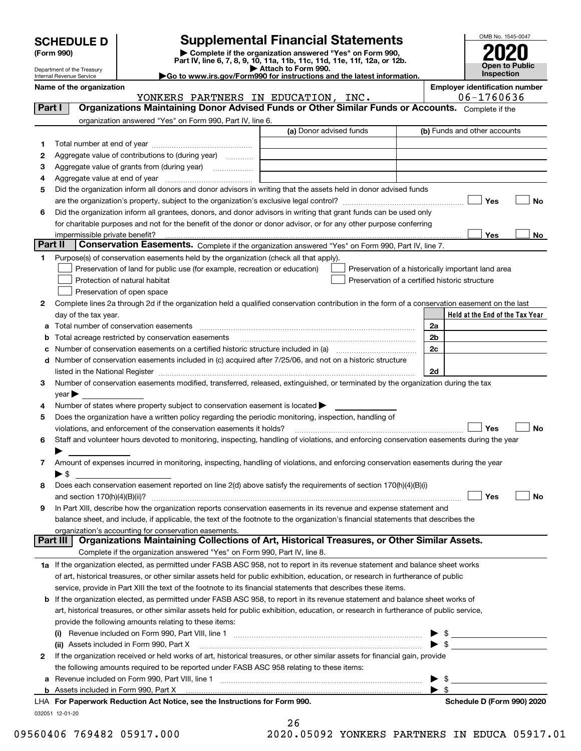# SCHEDULE D (Form 990)

Department of the Treasury
Internal Revenue Service

## Supplemental Financial Statements

▶ Complete if the organization answered "Yes" on Form 990, Part IV, line 6, 7, 8, 9, 10, 11a, 11b, 11c, 11d, 11e, 11f, 12a, or 12b.
▶ Attach to Form 990.
▶Go to www.irs.gov/Form990 for instructions and the latest information.

OMB No. 1545-0047
**2020**
**Open to Public Inspection**

**Name of the organization:** YONKERS PARTNERS IN EDUCATION, INC.
**Employer identification number:** 06-1760636

### Part I — Organizations Maintaining Donor Advised Funds or Other Similar Funds or Accounts.
Complete if the organization answered "Yes" on Form 990, Part IV, line 6.

| | | (a) Donor advised funds | (b) Funds and other accounts |
|---|---|---|---|
| 1 | Total number at end of year | | |
| 2 | Aggregate value of contributions to (during year) | | |
| 3 | Aggregate value of grants from (during year) | | |
| 4 | Aggregate value at end of year | | |

5 Did the organization inform all donors and donor advisors in writing that the assets held in donor advised funds are the organization's property, subject to the organization's exclusive legal control? ☐ Yes ☐ No

6 Did the organization inform all grantees, donors, and donor advisors in writing that grant funds can be used only for charitable purposes and not for the benefit of the donor or donor advisor, or for any other purpose conferring impermissible private benefit? ☐ Yes ☐ No

### Part II — Conservation Easements.
Complete if the organization answered "Yes" on Form 990, Part IV, line 7.

1 Purpose(s) of conservation easements held by the organization (check all that apply).
- ☐ Preservation of land for public use (for example, recreation or education)
- ☐ Protection of natural habitat
- ☐ Preservation of open space
- ☐ Preservation of a historically important land area
- ☐ Preservation of a certified historic structure

2 Complete lines 2a through 2d if the organization held a qualified conservation contribution in the form of a conservation easement on the last day of the tax year.

| | | | Held at the End of the Tax Year |
|---|---|---|---|
| a | Total number of conservation easements | 2a | |
| b | Total acreage restricted by conservation easements | 2b | |
| c | Number of conservation easements on a certified historic structure included in (a) | 2c | |
| d | Number of conservation easements included in (c) acquired after 7/25/06, and not on a historic structure listed in the National Register | 2d | |

3 Number of conservation easements modified, transferred, released, extinguished, or terminated by the organization during the tax year ▶

4 Number of states where property subject to conservation easement is located ▶

5 Does the organization have a written policy regarding the periodic monitoring, inspection, handling of violations, and enforcement of the conservation easements it holds? ☐ Yes ☐ No

6 Staff and volunteer hours devoted to monitoring, inspecting, handling of violations, and enforcing conservation easements during the year ▶

7 Amount of expenses incurred in monitoring, inspecting, handling of violations, and enforcing conservation easements during the year ▶ $

8 Does each conservation easement reported on line 2(d) above satisfy the requirements of section 170(h)(4)(B)(i) and section 170(h)(4)(B)(ii)? ☐ Yes ☐ No

9 In Part XIII, describe how the organization reports conservation easements in its revenue and expense statement and balance sheet, and include, if applicable, the text of the footnote to the organization's financial statements that describes the organization's accounting for conservation easements.

### Part III — Organizations Maintaining Collections of Art, Historical Treasures, or Other Similar Assets.
Complete if the organization answered "Yes" on Form 990, Part IV, line 8.

1a If the organization elected, as permitted under FASB ASC 958, not to report in its revenue statement and balance sheet works of art, historical treasures, or other similar assets held for public exhibition, education, or research in furtherance of public service, provide in Part XIII the text of the footnote to its financial statements that describes these items.

b If the organization elected, as permitted under FASB ASC 958, to report in its revenue statement and balance sheet works of art, historical treasures, or other similar assets held for public exhibition, education, or research in furtherance of public service, provide the following amounts relating to these items:

(i) Revenue included on Form 990, Part VIII, line 1 ▶ $

(ii) Assets included in Form 990, Part X ▶ $

2 If the organization received or held works of art, historical treasures, or other similar assets for financial gain, provide the following amounts required to be reported under FASB ASC 958 relating to these items:

a Revenue included on Form 990, Part VIII, line 1 ▶ $

b Assets included in Form 990, Part X ▶ $

**LHA For Paperwork Reduction Act Notice, see the Instructions for Form 990.** **Schedule D (Form 990) 2020**

032051 12-01-20

09560406 769482 05917.000 2020.05092 YONKERS PARTNERS IN EDUCA 05917.01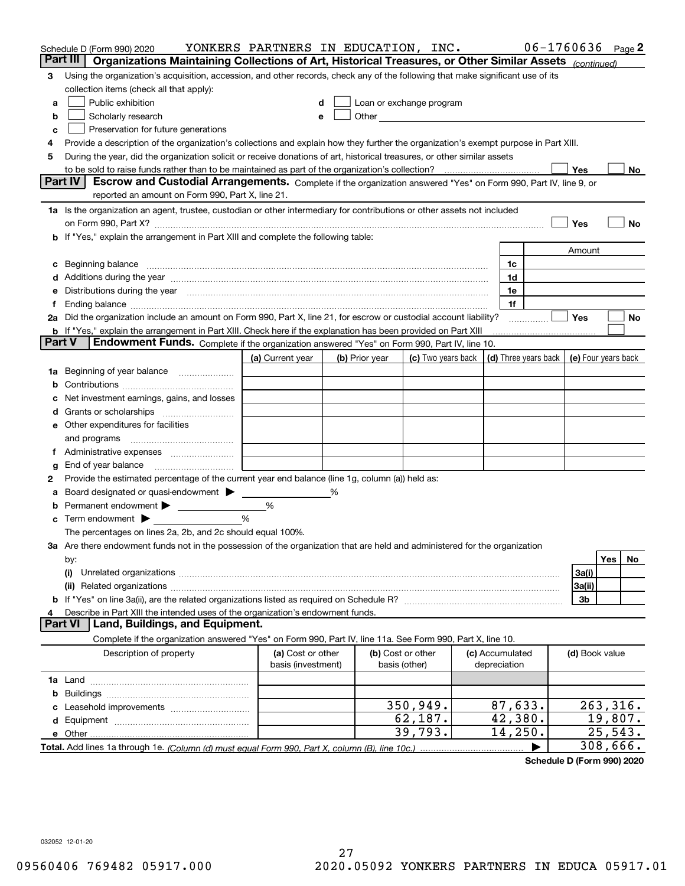Schedule D (Form 990) 2020 YONKERS PARTNERS IN EDUCATION, INC. 06-1760636 Page 2

## Part III Organizations Maintaining Collections of Art, Historical Treasures, or Other Similar Assets *(continued)*

3 Using the organization's acquisition, accession, and other records, check any of the following that make significant use of its collection items (check all that apply):

- a ☐ Public exhibition
- b ☐ Scholarly research
- c ☐ Preservation for future generations
- d ☐ Loan or exchange program
- e ☐ Other

4 Provide a description of the organization's collections and explain how they further the organization's exempt purpose in Part XIII.

5 During the year, did the organization solicit or receive donations of art, historical treasures, or other similar assets to be sold to raise funds rather than to be maintained as part of the organization's collection? ☐ Yes ☐ No

## Part IV Escrow and Custodial Arrangements.

Complete if the organization answered "Yes" on Form 990, Part IV, line 9, or reported an amount on Form 990, Part X, line 21.

1a Is the organization an agent, trustee, custodian or other intermediary for contributions or other assets not included on Form 990, Part X? ☐ Yes ☐ No

b If "Yes," explain the arrangement in Part XIII and complete the following table:

| | | Amount |
|---|---|---|
| c Beginning balance | 1c | |
| d Additions during the year | 1d | |
| e Distributions during the year | 1e | |
| f Ending balance | 1f | |

2a Did the organization include an amount on Form 990, Part X, line 21, for escrow or custodial account liability? ☐ Yes ☐ No

b If "Yes," explain the arrangement in Part XIII. Check here if the explanation has been provided on Part XIII ☐

## Part V Endowment Funds.

Complete if the organization answered "Yes" on Form 990, Part IV, line 10.

| | (a) Current year | (b) Prior year | (c) Two years back | (d) Three years back | (e) Four years back |
|---|---|---|---|---|---|
| 1a Beginning of year balance | | | | | |
| b Contributions | | | | | |
| c Net investment earnings, gains, and losses | | | | | |
| d Grants or scholarships | | | | | |
| e Other expenditures for facilities and programs | | | | | |
| f Administrative expenses | | | | | |
| g End of year balance | | | | | |

2 Provide the estimated percentage of the current year end balance (line 1g, column (a)) held as:

- a Board designated or quasi-endowment ▶ %
- b Permanent endowment ▶ %
- c Term endowment ▶ %

The percentages on lines 2a, 2b, and 2c should equal 100%.

3a Are there endowment funds not in the possession of the organization that are held and administered for the organization by:

| | | Yes | No |
|---|---|---|---|
| (i) Unrelated organizations | 3a(i) | | |
| (ii) Related organizations | 3a(ii) | | |
| b If "Yes" on line 3a(ii), are the related organizations listed as required on Schedule R? | 3b | | |

4 Describe in Part XIII the intended uses of the organization's endowment funds.

## Part VI Land, Buildings, and Equipment.

Complete if the organization answered "Yes" on Form 990, Part IV, line 11a. See Form 990, Part X, line 10.

| Description of property | (a) Cost or other basis (investment) | (b) Cost or other basis (other) | (c) Accumulated depreciation | (d) Book value |
|---|---|---|---|---|
| 1a Land | | | | |
| b Buildings | | | | |
| c Leasehold improvements | | 350,949. | 87,633. | 263,316. |
| d Equipment | | 62,187. | 42,380. | 19,807. |
| e Other | | 39,793. | 14,250. | 25,543. |
| **Total.** Add lines 1a through 1e. *(Column (d) must equal Form 990, Part X, column (B), line 10c.)* | | | ▶ | 308,666. |

**Schedule D (Form 990) 2020**

032052 12-01-20

09560406 769482 05917.000 2020.05092 YONKERS PARTNERS IN EDUCA 05917.01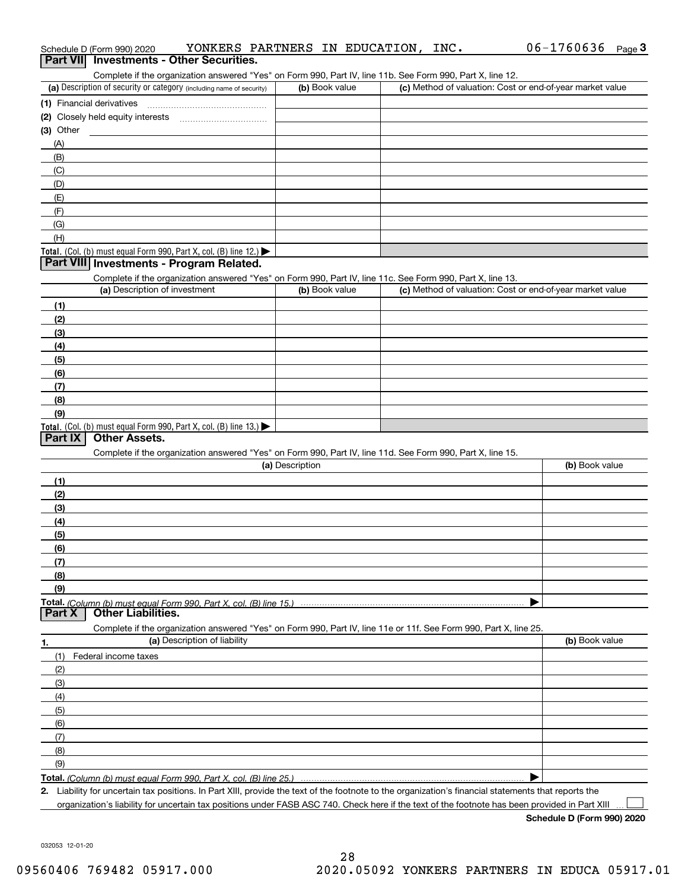Schedule D (Form 990) 2020 YONKERS PARTNERS IN EDUCATION, INC. 06-1760636 Page 3

## Part VII Investments - Other Securities.

Complete if the organization answered "Yes" on Form 990, Part IV, line 11b. See Form 990, Part X, line 12.

| (a) Description of security or category (including name of security) | (b) Book value | (c) Method of valuation: Cost or end-of-year market value |
|---|---|---|
| (1) Financial derivatives | | |
| (2) Closely held equity interests | | |
| (3) Other | | |
| (A) | | |
| (B) | | |
| (C) | | |
| (D) | | |
| (E) | | |
| (F) | | |
| (G) | | |
| (H) | | |
| **Total.** (Col. (b) must equal Form 990, Part X, col. (B) line 12.) ▶ | | |

## Part VIII Investments - Program Related.

Complete if the organization answered "Yes" on Form 990, Part IV, line 11c. See Form 990, Part X, line 13.

| (a) Description of investment | (b) Book value | (c) Method of valuation: Cost or end-of-year market value |
|---|---|---|
| (1) | | |
| (2) | | |
| (3) | | |
| (4) | | |
| (5) | | |
| (6) | | |
| (7) | | |
| (8) | | |
| (9) | | |
| **Total.** (Col. (b) must equal Form 990, Part X, col. (B) line 13.) ▶ | | |

## Part IX Other Assets.

Complete if the organization answered "Yes" on Form 990, Part IV, line 11d. See Form 990, Part X, line 15.

| (a) Description | (b) Book value |
|---|---|
| (1) | |
| (2) | |
| (3) | |
| (4) | |
| (5) | |
| (6) | |
| (7) | |
| (8) | |
| (9) | |
| **Total.** *(Column (b) must equal Form 990, Part X, col. (B) line 15.)* ▶ | |

## Part X Other Liabilities.

Complete if the organization answered "Yes" on Form 990, Part IV, line 11e or 11f. See Form 990, Part X, line 25.

| 1. (a) Description of liability | (b) Book value |
|---|---|
| (1) Federal income taxes | |
| (2) | |
| (3) | |
| (4) | |
| (5) | |
| (6) | |
| (7) | |
| (8) | |
| (9) | |
| **Total.** *(Column (b) must equal Form 990, Part X, col. (B) line 25.)* ▶ | |

**2.** Liability for uncertain tax positions. In Part XIII, provide the text of the footnote to the organization's financial statements that reports the organization's liability for uncertain tax positions under FASB ASC 740. Check here if the text of the footnote has been provided in Part XIII ☐

**Schedule D (Form 990) 2020**

032053 12-01-20

09560406 769482 05917.000 2020.05092 YONKERS PARTNERS IN EDUCA 05917.01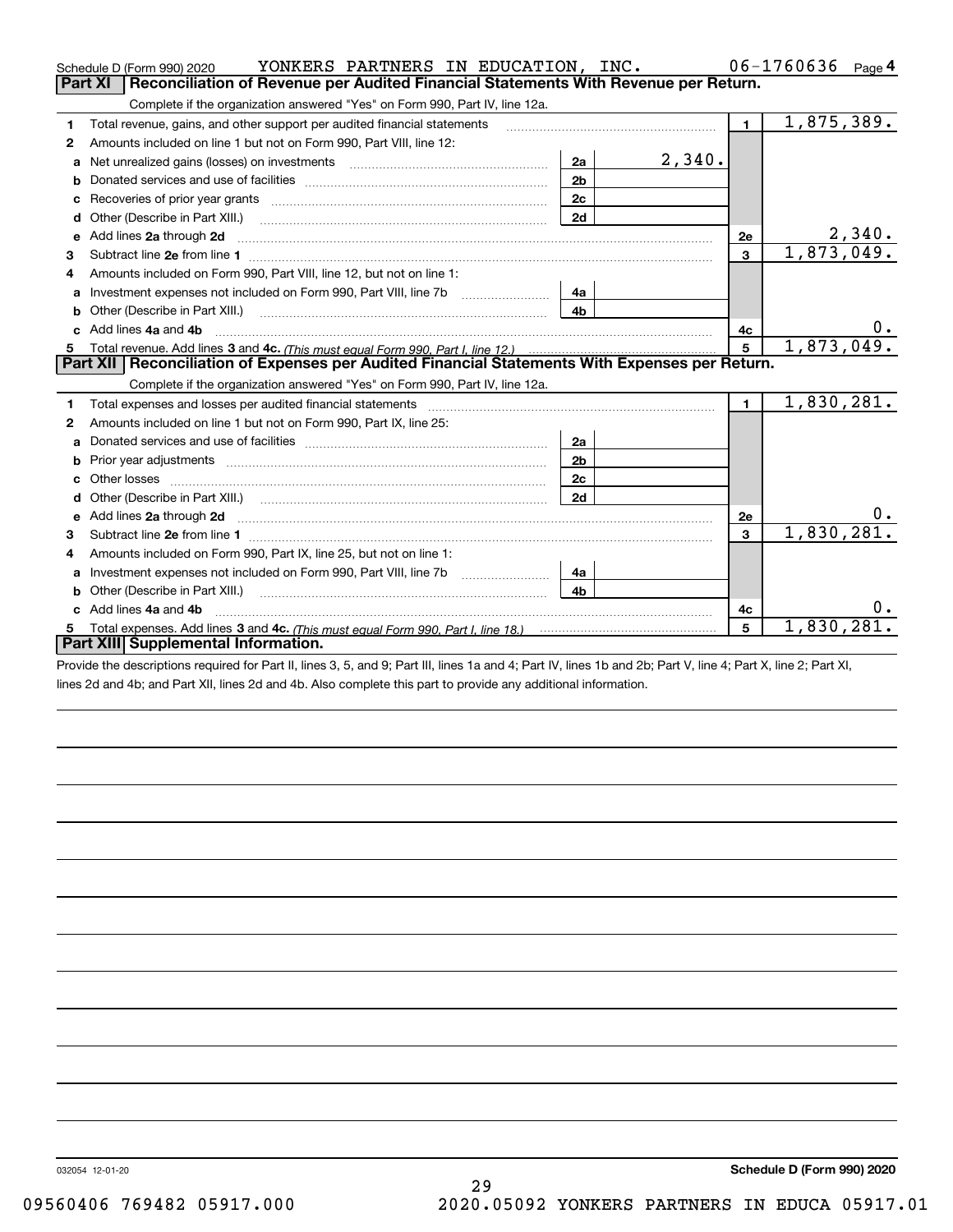Schedule D (Form 990) 2020 YONKERS PARTNERS IN EDUCATION, INC. 06-1760636 Page 4

## Part XI Reconciliation of Revenue per Audited Financial Statements With Revenue per Return.

Complete if the organization answered "Yes" on Form 990, Part IV, line 12a.

| | | | | | |
|---|---|---|---|---|---|
| 1 | Total revenue, gains, and other support per audited financial statements | | | 1 | 1,875,389. |
| 2 | Amounts included on line 1 but not on Form 990, Part VIII, line 12: | | | | |
| a | Net unrealized gains (losses) on investments | 2a | 2,340. | | |
| b | Donated services and use of facilities | 2b | | | |
| c | Recoveries of prior year grants | 2c | | | |
| d | Other (Describe in Part XIII.) | 2d | | | |
| e | Add lines 2a through 2d | | | 2e | 2,340. |
| 3 | Subtract line 2e from line 1 | | | 3 | 1,873,049. |
| 4 | Amounts included on Form 990, Part VIII, line 12, but not on line 1: | | | | |
| a | Investment expenses not included on Form 990, Part VIII, line 7b | 4a | | | |
| b | Other (Describe in Part XIII.) | 4b | | | |
| c | Add lines 4a and 4b | | | 4c | 0. |
| 5 | Total revenue. Add lines 3 and 4c. *(This must equal Form 990, Part I, line 12.)* | | | 5 | 1,873,049. |

## Part XII Reconciliation of Expenses per Audited Financial Statements With Expenses per Return.

Complete if the organization answered "Yes" on Form 990, Part IV, line 12a.

| | | | | | |
|---|---|---|---|---|---|
| 1 | Total expenses and losses per audited financial statements | | | 1 | 1,830,281. |
| 2 | Amounts included on line 1 but not on Form 990, Part IX, line 25: | | | | |
| a | Donated services and use of facilities | 2a | | | |
| b | Prior year adjustments | 2b | | | |
| c | Other losses | 2c | | | |
| d | Other (Describe in Part XIII.) | 2d | | | |
| e | Add lines 2a through 2d | | | 2e | 0. |
| 3 | Subtract line 2e from line 1 | | | 3 | 1,830,281. |
| 4 | Amounts included on Form 990, Part IX, line 25, but not on line 1: | | | | |
| a | Investment expenses not included on Form 990, Part VIII, line 7b | 4a | | | |
| b | Other (Describe in Part XIII.) | 4b | | | |
| c | Add lines 4a and 4b | | | 4c | 0. |
| 5 | Total expenses. Add lines 3 and 4c. *(This must equal Form 990, Part I, line 18.)* | | | 5 | 1,830,281. |

## Part XIII Supplemental Information.

Provide the descriptions required for Part II, lines 3, 5, and 9; Part III, lines 1a and 4; Part IV, lines 1b and 2b; Part V, line 4; Part X, line 2; Part XI, lines 2d and 4b; and Part XII, lines 2d and 4b. Also complete this part to provide any additional information.

032054 12-01-20 **Schedule D (Form 990) 2020**

09560406 769482 05917.000 2020.05092 YONKERS PARTNERS IN EDUCA 05917.01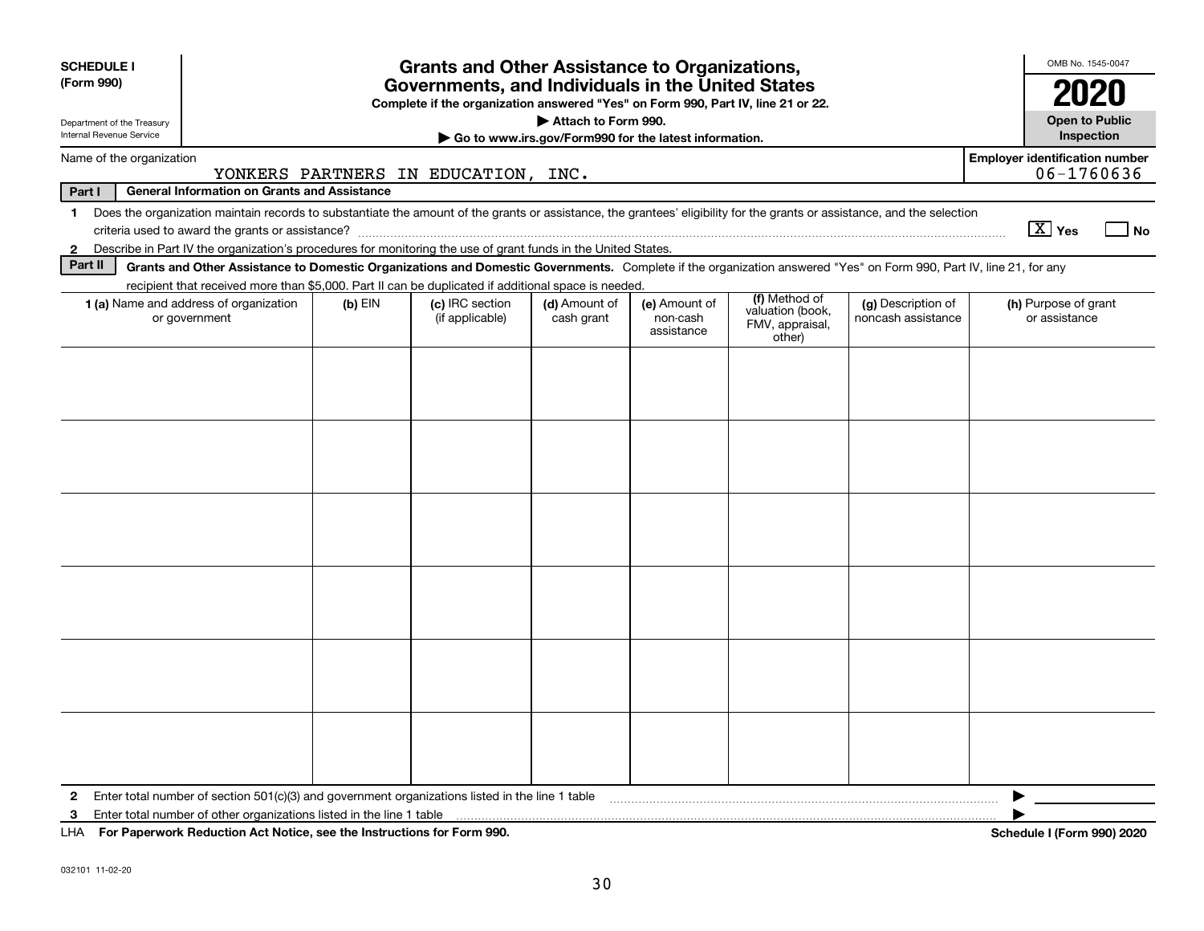**SCHEDULE I**
**(Form 990)**

Department of the Treasury
Internal Revenue Service

# Grants and Other Assistance to Organizations, Governments, and Individuals in the United States

**Complete if the organization answered "Yes" on Form 990, Part IV, line 21 or 22.**
**▶ Attach to Form 990.**
**▶ Go to www.irs.gov/Form990 for the latest information.**

OMB No. 1545-0047
**2020**
**Open to Public Inspection**

Name of the organization: YONKERS PARTNERS IN EDUCATION, INC.
**Employer identification number:** 06-1760636

**Part I General Information on Grants and Assistance**

1 Does the organization maintain records to substantiate the amount of the grants or assistance, the grantees' eligibility for the grants or assistance, and the selection criteria used to award the grants or assistance? [X] Yes [ ] No

2 Describe in Part IV the organization's procedures for monitoring the use of grant funds in the United States.

**Part II Grants and Other Assistance to Domestic Organizations and Domestic Governments.** Complete if the organization answered "Yes" on Form 990, Part IV, line 21, for any recipient that received more than $5,000. Part II can be duplicated if additional space is needed.

| 1 (a) Name and address of organization or government | (b) EIN | (c) IRC section (if applicable) | (d) Amount of cash grant | (e) Amount of non-cash assistance | (f) Method of valuation (book, FMV, appraisal, other) | (g) Description of noncash assistance | (h) Purpose of grant or assistance |
|---|---|---|---|---|---|---|---|
| | | | | | | | |
| | | | | | | | |
| | | | | | | | |
| | | | | | | | |
| | | | | | | | |
| | | | | | | | |

2 Enter total number of section 501(c)(3) and government organizations listed in the line 1 table ▶

3 Enter total number of other organizations listed in the line 1 table ▶

LHA **For Paperwork Reduction Act Notice, see the Instructions for Form 990.** **Schedule I (Form 990) 2020**

032101 11-02-20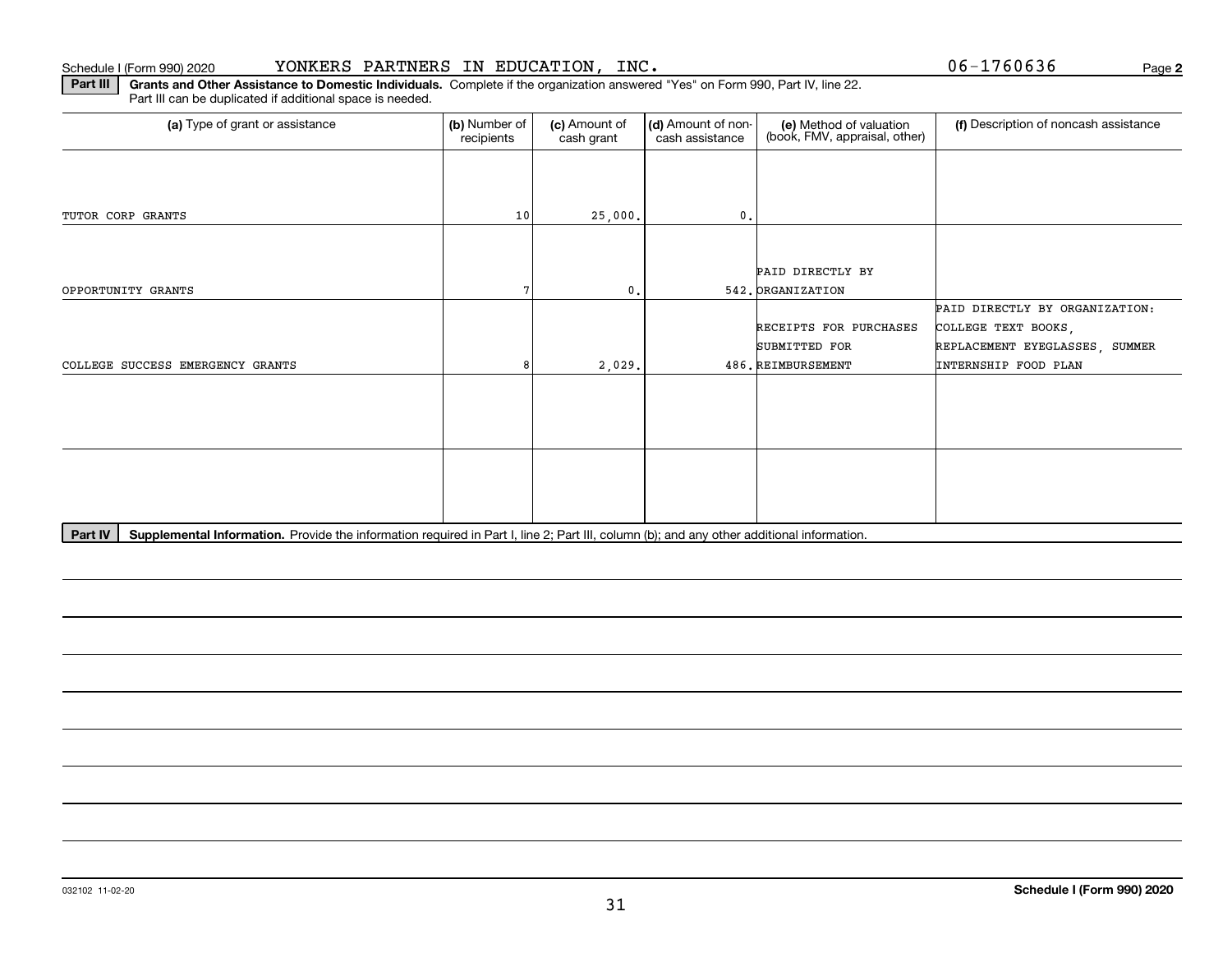Schedule I (Form 990) 2020 YONKERS PARTNERS IN EDUCATION, INC. 06-1760636 Page **2**

**Part III** **Grants and Other Assistance to Domestic Individuals.** Complete if the organization answered "Yes" on Form 990, Part IV, line 22. Part III can be duplicated if additional space is needed.

| (a) Type of grant or assistance | (b) Number of recipients | (c) Amount of cash grant | (d) Amount of non-cash assistance | (e) Method of valuation (book, FMV, appraisal, other) | (f) Description of noncash assistance |
|---|---|---|---|---|---|
| TUTOR CORP GRANTS | 10 | 25,000. | 0. | | |
| OPPORTUNITY GRANTS | 7 | 0. | 542. | PAID DIRECTLY BY ORGANIZATION | |
| COLLEGE SUCCESS EMERGENCY GRANTS | 8 | 2,029. | 486. | RECEIPTS FOR PURCHASES SUBMITTED FOR REIMBURSEMENT | PAID DIRECTLY BY ORGANIZATION: COLLEGE TEXT BOOKS, REPLACEMENT EYEGLASSES, SUMMER INTERNSHIP FOOD PLAN |
| | | | | | |
| | | | | | |

**Part IV** **Supplemental Information.** Provide the information required in Part I, line 2; Part III, column (b); and any other additional information.

032102 11-02-20 **Schedule I (Form 990) 2020**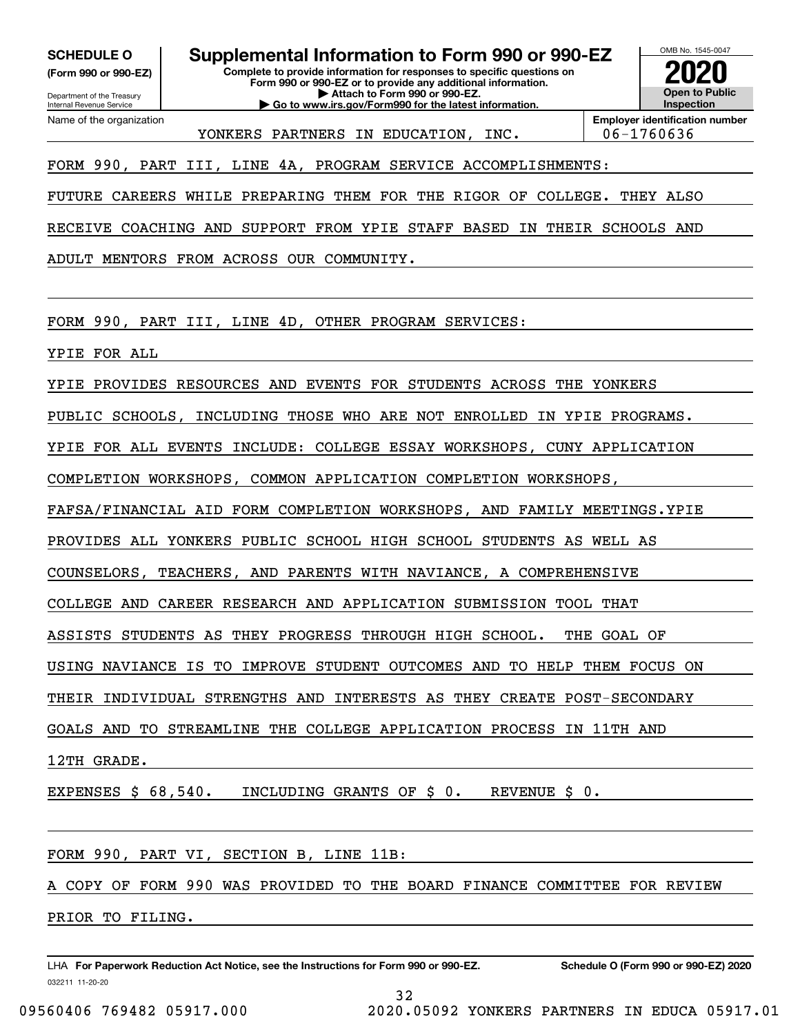**SCHEDULE O (Form 990 or 990-EZ)**

Department of the Treasury
Internal Revenue Service

# Supplemental Information to Form 990 or 990-EZ

**Complete to provide information for responses to specific questions on Form 990 or 990-EZ or to provide any additional information.**
**▶ Attach to Form 990 or 990-EZ.**
**▶ Go to www.irs.gov/Form990 for the latest information.**

OMB No. 1545-0047

**2020**

**Open to Public Inspection**

Name of the organization: YONKERS PARTNERS IN EDUCATION, INC.

**Employer identification number:** 06-1760636

FORM 990, PART III, LINE 4A, PROGRAM SERVICE ACCOMPLISHMENTS:

FUTURE CAREERS WHILE PREPARING THEM FOR THE RIGOR OF COLLEGE. THEY ALSO RECEIVE COACHING AND SUPPORT FROM YPIE STAFF BASED IN THEIR SCHOOLS AND ADULT MENTORS FROM ACROSS OUR COMMUNITY.

FORM 990, PART III, LINE 4D, OTHER PROGRAM SERVICES:

YPIE FOR ALL

YPIE PROVIDES RESOURCES AND EVENTS FOR STUDENTS ACROSS THE YONKERS PUBLIC SCHOOLS, INCLUDING THOSE WHO ARE NOT ENROLLED IN YPIE PROGRAMS. YPIE FOR ALL EVENTS INCLUDE: COLLEGE ESSAY WORKSHOPS, CUNY APPLICATION COMPLETION WORKSHOPS, COMMON APPLICATION COMPLETION WORKSHOPS, FAFSA/FINANCIAL AID FORM COMPLETION WORKSHOPS, AND FAMILY MEETINGS.YPIE PROVIDES ALL YONKERS PUBLIC SCHOOL HIGH SCHOOL STUDENTS AS WELL AS COUNSELORS, TEACHERS, AND PARENTS WITH NAVIANCE, A COMPREHENSIVE COLLEGE AND CAREER RESEARCH AND APPLICATION SUBMISSION TOOL THAT ASSISTS STUDENTS AS THEY PROGRESS THROUGH HIGH SCHOOL. THE GOAL OF USING NAVIANCE IS TO IMPROVE STUDENT OUTCOMES AND TO HELP THEM FOCUS ON THEIR INDIVIDUAL STRENGTHS AND INTERESTS AS THEY CREATE POST-SECONDARY GOALS AND TO STREAMLINE THE COLLEGE APPLICATION PROCESS IN 11TH AND 12TH GRADE.

EXPENSES $ 68,540. INCLUDING GRANTS OF $ 0. REVENUE $ 0.

FORM 990, PART VI, SECTION B, LINE 11B:

A COPY OF FORM 990 WAS PROVIDED TO THE BOARD FINANCE COMMITTEE FOR REVIEW PRIOR TO FILING.

LHA **For Paperwork Reduction Act Notice, see the Instructions for Form 990 or 990-EZ.** **Schedule O (Form 990 or 990-EZ) 2020**

032211 11-20-20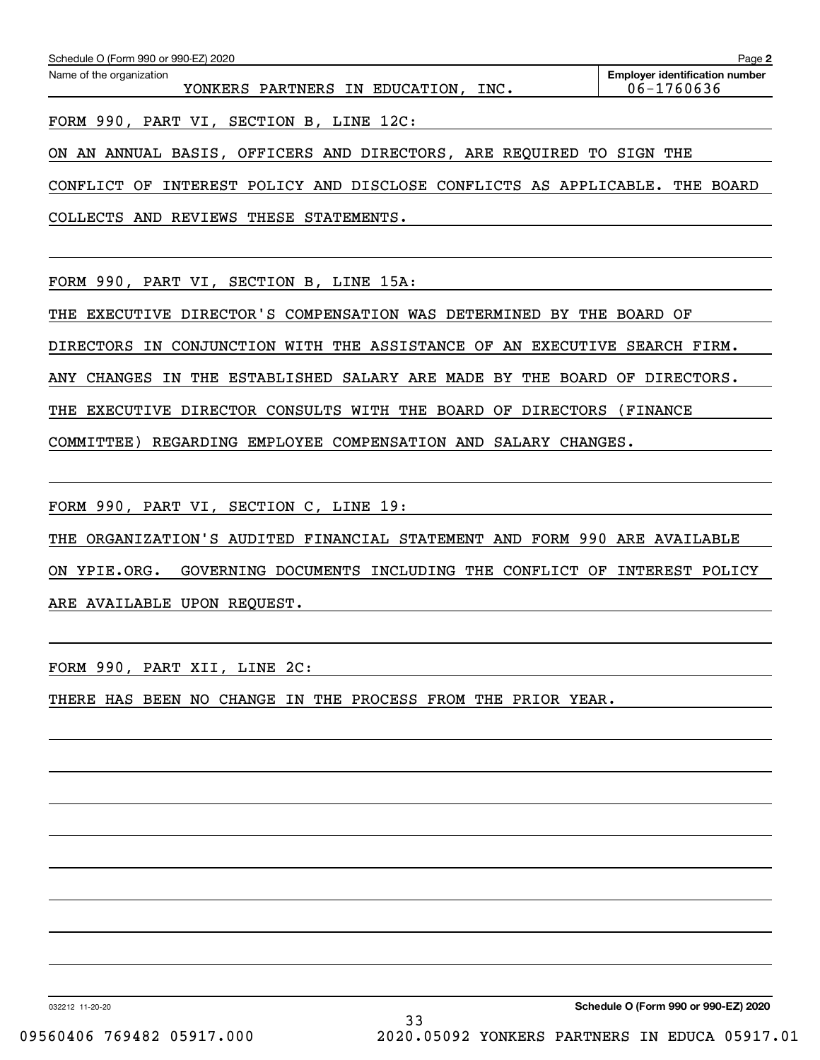Schedule O (Form 990 or 990-EZ) 2020 Page **2**

| Name of the organization | Employer identification number |
|---|---|
| YONKERS PARTNERS IN EDUCATION, INC. | 06-1760636 |

FORM 990, PART VI, SECTION B, LINE 12C:

ON AN ANNUAL BASIS, OFFICERS AND DIRECTORS, ARE REQUIRED TO SIGN THE CONFLICT OF INTEREST POLICY AND DISCLOSE CONFLICTS AS APPLICABLE. THE BOARD COLLECTS AND REVIEWS THESE STATEMENTS.

FORM 990, PART VI, SECTION B, LINE 15A:

THE EXECUTIVE DIRECTOR'S COMPENSATION WAS DETERMINED BY THE BOARD OF DIRECTORS IN CONJUNCTION WITH THE ASSISTANCE OF AN EXECUTIVE SEARCH FIRM. ANY CHANGES IN THE ESTABLISHED SALARY ARE MADE BY THE BOARD OF DIRECTORS. THE EXECUTIVE DIRECTOR CONSULTS WITH THE BOARD OF DIRECTORS (FINANCE COMMITTEE) REGARDING EMPLOYEE COMPENSATION AND SALARY CHANGES.

FORM 990, PART VI, SECTION C, LINE 19:

THE ORGANIZATION'S AUDITED FINANCIAL STATEMENT AND FORM 990 ARE AVAILABLE ON YPIE.ORG. GOVERNING DOCUMENTS INCLUDING THE CONFLICT OF INTEREST POLICY ARE AVAILABLE UPON REQUEST.

FORM 990, PART XII, LINE 2C:

THERE HAS BEEN NO CHANGE IN THE PROCESS FROM THE PRIOR YEAR.

032212 11-20-20 **Schedule O (Form 990 or 990-EZ) 2020**

09560406 769482 05917.000 2020.05092 YONKERS PARTNERS IN EDUCA 05917.01